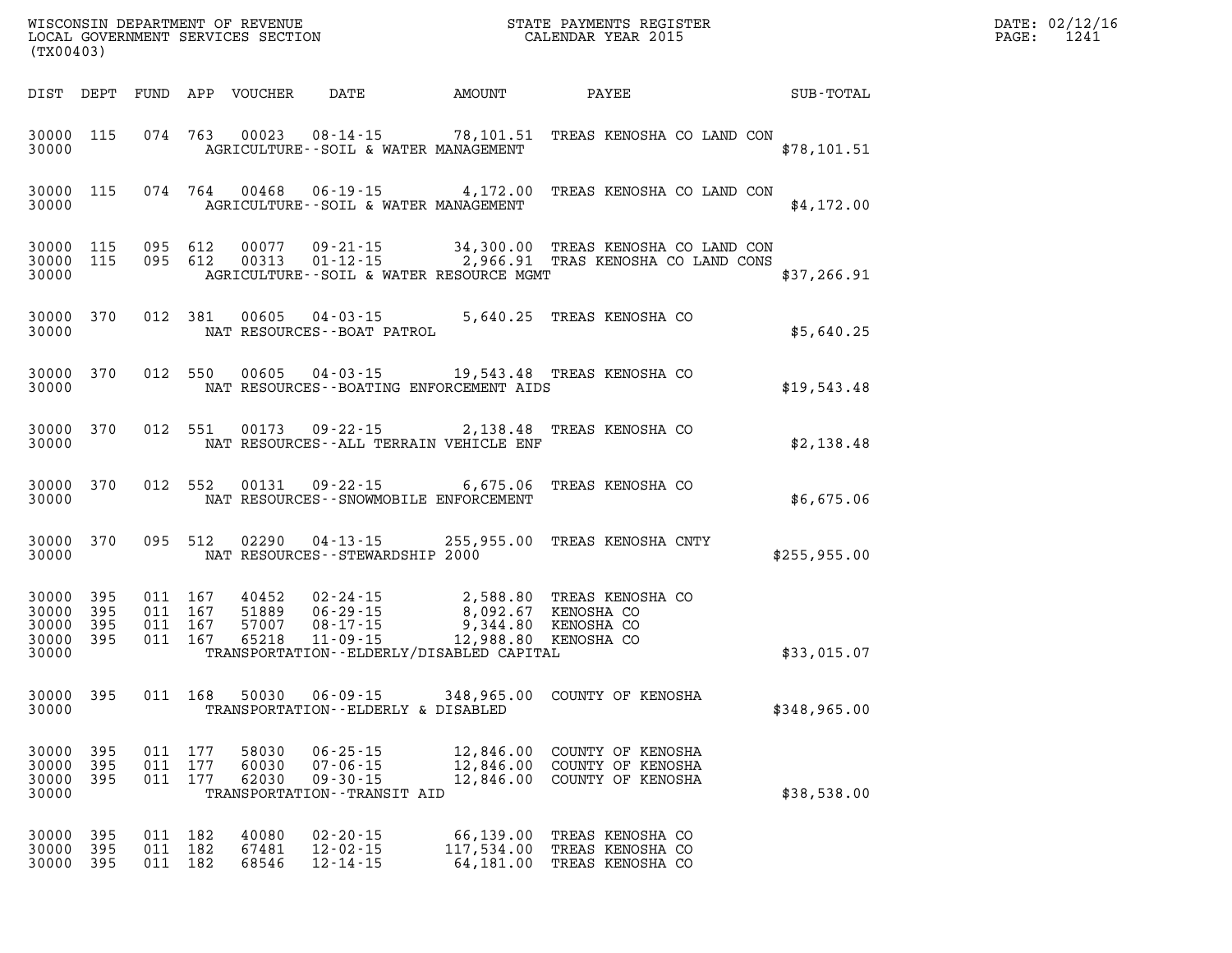WISCONSIN DEPARTMENT OF REVENUE
LOCAL GOVERNMENT SERVICES SECTION
(TX00403)

STATE PAYMENTS REGISTER
CALENDAR YEAR 2015

DATE: 02/12/16
PAGE: 1241

| DIST | DEPT | FUND | APP | VOUCHER | DATE | AMOUNT | PAYEE | SUB-TOTAL |
|---|---|---|---|---|---|---|---|---|
| 30000 | 115 | 074 | 763 | 00023 | 08-14-15 | 78,101.51 | TREAS KENOSHA CO LAND CON | |
| 30000 | | | | | AGRICULTURE--SOIL & WATER MANAGEMENT | | | $78,101.51 |
| 30000 | 115 | 074 | 764 | 00468 | 06-19-15 | 4,172.00 | TREAS KENOSHA CO LAND CON | |
| 30000 | | | | | AGRICULTURE--SOIL & WATER MANAGEMENT | | | $4,172.00 |
| 30000 | 115 | 095 | 612 | 00077 | 09-21-15 | 34,300.00 | TREAS KENOSHA CO LAND CON | |
| 30000 | 115 | 095 | 612 | 00313 | 01-12-15 | 2,966.91 | TRAS KENOSHA CO LAND CONS | |
| 30000 | | | | | AGRICULTURE--SOIL & WATER RESOURCE MGMT | | | $37,266.91 |
| 30000 | 370 | 012 | 381 | 00605 | 04-03-15 | 5,640.25 | TREAS KENOSHA CO | |
| 30000 | | | | | NAT RESOURCES--BOAT PATROL | | | $5,640.25 |
| 30000 | 370 | 012 | 550 | 00605 | 04-03-15 | 19,543.48 | TREAS KENOSHA CO | |
| 30000 | | | | | NAT RESOURCES--BOATING ENFORCEMENT AIDS | | | $19,543.48 |
| 30000 | 370 | 012 | 551 | 00173 | 09-22-15 | 2,138.48 | TREAS KENOSHA CO | |
| 30000 | | | | | NAT RESOURCES--ALL TERRAIN VEHICLE ENF | | | $2,138.48 |
| 30000 | 370 | 012 | 552 | 00131 | 09-22-15 | 6,675.06 | TREAS KENOSHA CO | |
| 30000 | | | | | NAT RESOURCES--SNOWMOBILE ENFORCEMENT | | | $6,675.06 |
| 30000 | 370 | 095 | 512 | 02290 | 04-13-15 | 255,955.00 | TREAS KENOSHA CNTY | |
| 30000 | | | | | NAT RESOURCES--STEWARDSHIP 2000 | | | $255,955.00 |
| 30000 | 395 | 011 | 167 | 40452 | 02-24-15 | 2,588.80 | TREAS KENOSHA CO | |
| 30000 | 395 | 011 | 167 | 51889 | 06-29-15 | 8,092.67 | KENOSHA CO | |
| 30000 | 395 | 011 | 167 | 57007 | 08-17-15 | 9,344.80 | KENOSHA CO | |
| 30000 | 395 | 011 | 167 | 65218 | 11-09-15 | 12,988.80 | KENOSHA CO | |
| 30000 | | | | | TRANSPORTATION--ELDERLY/DISABLED CAPITAL | | | $33,015.07 |
| 30000 | 395 | 011 | 168 | 50030 | 06-09-15 | 348,965.00 | COUNTY OF KENOSHA | |
| 30000 | | | | | TRANSPORTATION--ELDERLY & DISABLED | | | $348,965.00 |
| 30000 | 395 | 011 | 177 | 58030 | 06-25-15 | 12,846.00 | COUNTY OF KENOSHA | |
| 30000 | 395 | 011 | 177 | 60030 | 07-06-15 | 12,846.00 | COUNTY OF KENOSHA | |
| 30000 | 395 | 011 | 177 | 62030 | 09-30-15 | 12,846.00 | COUNTY OF KENOSHA | |
| 30000 | | | | | TRANSPORTATION--TRANSIT AID | | | $38,538.00 |
| 30000 | 395 | 011 | 182 | 40080 | 02-20-15 | 66,139.00 | TREAS KENOSHA CO | |
| 30000 | 395 | 011 | 182 | 67481 | 12-02-15 | 117,534.00 | TREAS KENOSHA CO | |
| 30000 | 395 | 011 | 182 | 68546 | 12-14-15 | 64,181.00 | TREAS KENOSHA CO | |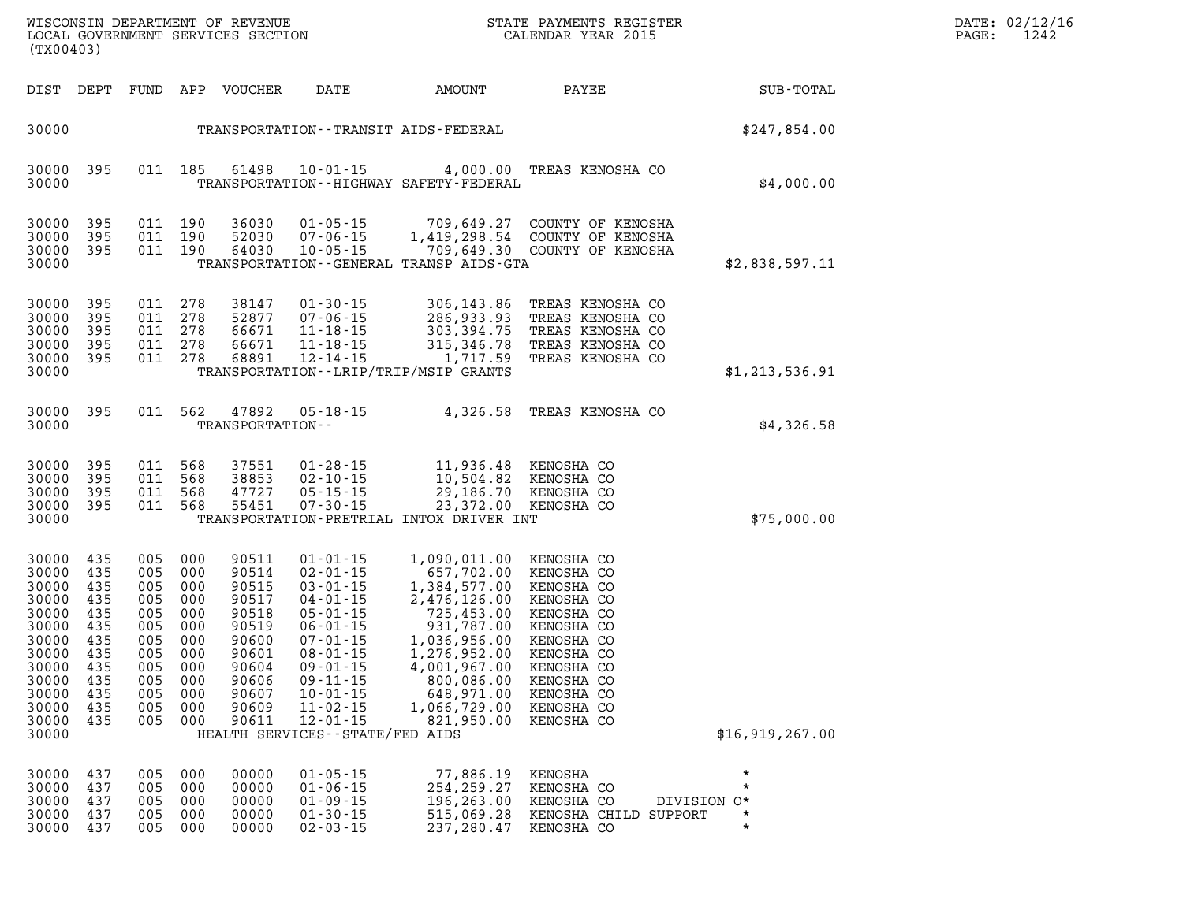WISCONSIN DEPARTMENT OF REVENUE
LOCAL GOVERNMENT SERVICES SECTION
(TX00403)

STATE PAYMENTS REGISTER
CALENDAR YEAR 2015

DATE: 02/12/16

| DIST | DEPT | FUND | APP | VOUCHER | DATE | AMOUNT | PAYEE | SUB-TOTAL |
|---|---|---|---|---|---|---|---|---|
| 30000 | | | | | TRANSPORTATION--TRANSIT AIDS-FEDERAL | | | $247,854.00 |
| 30000 | 395 | 011 | 185 | 61498 | 10-01-15 | 4,000.00 | TREAS KENOSHA CO | |
| 30000 | | | | | TRANSPORTATION--HIGHWAY SAFETY-FEDERAL | | | $4,000.00 |
| 30000 | 395 | 011 | 190 | 36030 | 01-05-15 | 709,649.27 | COUNTY OF KENOSHA | |
| 30000 | 395 | 011 | 190 | 52030 | 07-06-15 | 1,419,298.54 | COUNTY OF KENOSHA | |
| 30000 | 395 | 011 | 190 | 64030 | 10-05-15 | 709,649.30 | COUNTY OF KENOSHA | |
| 30000 | | | | | TRANSPORTATION--GENERAL TRANSP AIDS-GTA | | | $2,838,597.11 |
| 30000 | 395 | 011 | 278 | 38147 | 01-30-15 | 306,143.86 | TREAS KENOSHA CO | |
| 30000 | 395 | 011 | 278 | 52877 | 07-06-15 | 286,933.93 | TREAS KENOSHA CO | |
| 30000 | 395 | 011 | 278 | 66671 | 11-18-15 | 303,394.75 | TREAS KENOSHA CO | |
| 30000 | 395 | 011 | 278 | 66671 | 11-18-15 | 315,346.78 | TREAS KENOSHA CO | |
| 30000 | 395 | 011 | 278 | 68891 | 12-14-15 | 1,717.59 | TREAS KENOSHA CO | |
| 30000 | | | | | TRANSPORTATION--LRIP/TRIP/MSIP GRANTS | | | $1,213,536.91 |
| 30000 | 395 | 011 | 562 | 47892 | 05-18-15 | 4,326.58 | TREAS KENOSHA CO | |
| 30000 | | | | | TRANSPORTATION-- | | | $4,326.58 |
| 30000 | 395 | 011 | 568 | 37551 | 01-28-15 | 11,936.48 | KENOSHA CO | |
| 30000 | 395 | 011 | 568 | 38853 | 02-10-15 | 10,504.82 | KENOSHA CO | |
| 30000 | 395 | 011 | 568 | 47727 | 05-15-15 | 29,186.70 | KENOSHA CO | |
| 30000 | 395 | 011 | 568 | 55451 | 07-30-15 | 23,372.00 | KENOSHA CO | |
| 30000 | | | | | TRANSPORTATION-PRETRIAL INTOX DRIVER INT | | | $75,000.00 |
| 30000 | 435 | 005 | 000 | 90511 | 01-01-15 | 1,090,011.00 | KENOSHA CO | |
| 30000 | 435 | 005 | 000 | 90514 | 02-01-15 | 657,702.00 | KENOSHA CO | |
| 30000 | 435 | 005 | 000 | 90515 | 03-01-15 | 1,384,577.00 | KENOSHA CO | |
| 30000 | 435 | 005 | 000 | 90517 | 04-01-15 | 2,476,126.00 | KENOSHA CO | |
| 30000 | 435 | 005 | 000 | 90518 | 05-01-15 | 725,453.00 | KENOSHA CO | |
| 30000 | 435 | 005 | 000 | 90519 | 06-01-15 | 931,787.00 | KENOSHA CO | |
| 30000 | 435 | 005 | 000 | 90600 | 07-01-15 | 1,036,956.00 | KENOSHA CO | |
| 30000 | 435 | 005 | 000 | 90601 | 08-01-15 | 1,276,952.00 | KENOSHA CO | |
| 30000 | 435 | 005 | 000 | 90604 | 09-01-15 | 4,001,967.00 | KENOSHA CO | |
| 30000 | 435 | 005 | 000 | 90606 | 09-11-15 | 800,086.00 | KENOSHA CO | |
| 30000 | 435 | 005 | 000 | 90607 | 10-01-15 | 648,971.00 | KENOSHA CO | |
| 30000 | 435 | 005 | 000 | 90609 | 11-02-15 | 1,066,729.00 | KENOSHA CO | |
| 30000 | 435 | 005 | 000 | 90611 | 12-01-15 | 821,950.00 | KENOSHA CO | |
| 30000 | | | | | HEALTH SERVICES--STATE/FED AIDS | | | $16,919,267.00 |
| 30000 | 437 | 005 | 000 | 00000 | 01-05-15 | 77,886.19 | KENOSHA | * |
| 30000 | 437 | 005 | 000 | 00000 | 01-06-15 | 254,259.27 | KENOSHA CO | * |
| 30000 | 437 | 005 | 000 | 00000 | 01-09-15 | 196,263.00 | KENOSHA CO DIVISION O | * |
| 30000 | 437 | 005 | 000 | 00000 | 01-30-15 | 515,069.28 | KENOSHA CHILD SUPPORT | * |
| 30000 | 437 | 005 | 000 | 00000 | 02-03-15 | 237,280.47 | KENOSHA CO | * |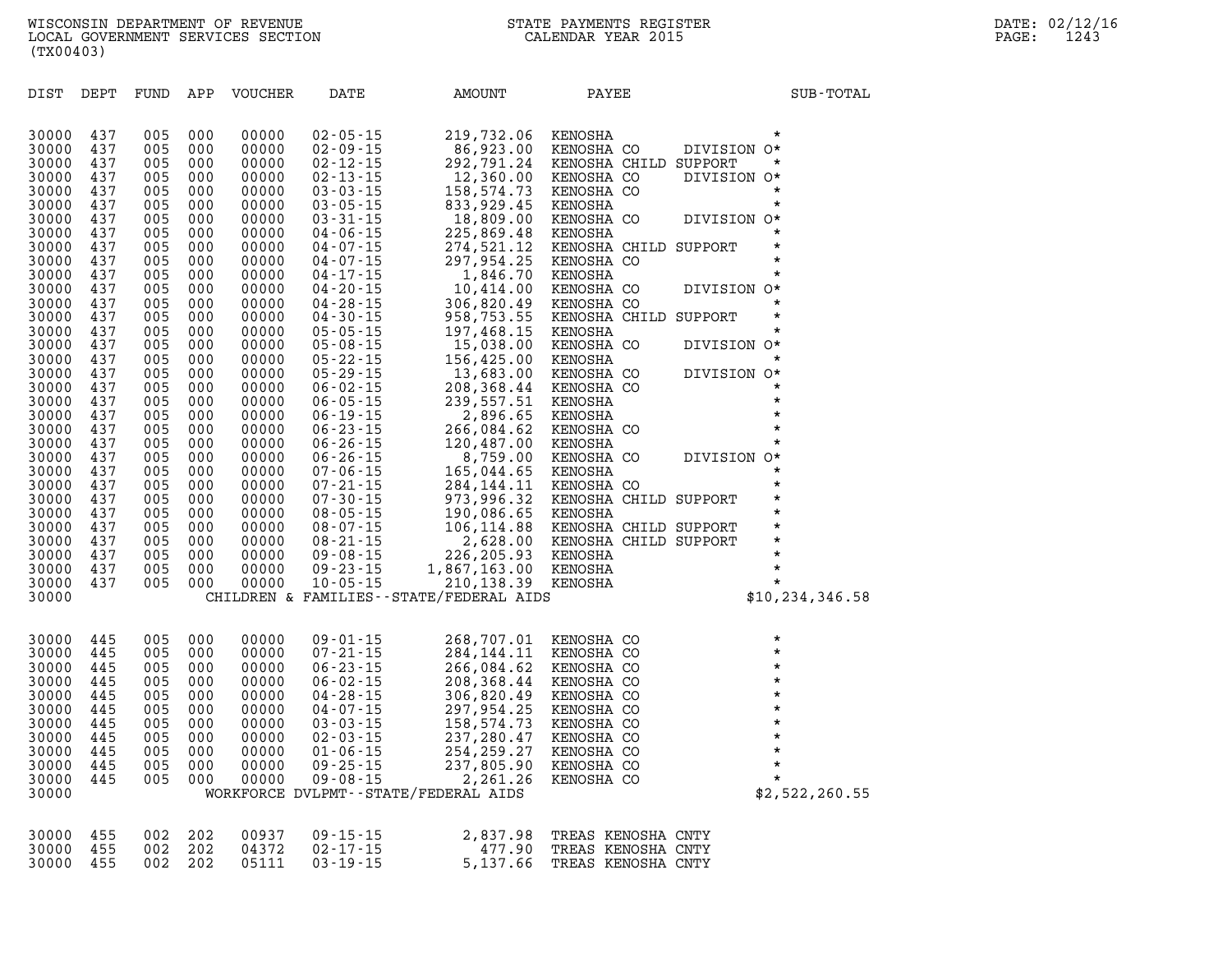WISCONSIN DEPARTMENT OF REVENUE
LOCAL GOVERNMENT SERVICES SECTION
(TX00403)

STATE PAYMENTS REGISTER
CALENDAR YEAR 2015

DATE: 02/12/16
PAGE: 1243

| DIST | DEPT | FUND | APP | VOUCHER | DATE | AMOUNT | PAYEE | | SUB-TOTAL |
|---|---|---|---|---|---|---|---|---|---|
| 30000 | 437 | 005 | 000 | 00000 | 02-05-15 | 219,732.06 | KENOSHA | * | |
| 30000 | 437 | 005 | 000 | 00000 | 02-09-15 | 86,923.00 | KENOSHA CO DIVISION O | * | |
| 30000 | 437 | 005 | 000 | 00000 | 02-12-15 | 292,791.24 | KENOSHA CHILD SUPPORT | * | |
| 30000 | 437 | 005 | 000 | 00000 | 02-13-15 | 12,360.00 | KENOSHA CO DIVISION O | * | |
| 30000 | 437 | 005 | 000 | 00000 | 03-03-15 | 158,574.73 | KENOSHA CO | * | |
| 30000 | 437 | 005 | 000 | 00000 | 03-05-15 | 833,929.45 | KENOSHA | * | |
| 30000 | 437 | 005 | 000 | 00000 | 03-31-15 | 18,809.00 | KENOSHA CO DIVISION O | * | |
| 30000 | 437 | 005 | 000 | 00000 | 04-06-15 | 225,869.48 | KENOSHA | * | |
| 30000 | 437 | 005 | 000 | 00000 | 04-07-15 | 274,521.12 | KENOSHA CHILD SUPPORT | * | |
| 30000 | 437 | 005 | 000 | 00000 | 04-07-15 | 297,954.25 | KENOSHA CO | * | |
| 30000 | 437 | 005 | 000 | 00000 | 04-17-15 | 1,846.70 | KENOSHA | * | |
| 30000 | 437 | 005 | 000 | 00000 | 04-20-15 | 10,414.00 | KENOSHA CO DIVISION O | * | |
| 30000 | 437 | 005 | 000 | 00000 | 04-28-15 | 306,820.49 | KENOSHA CO | * | |
| 30000 | 437 | 005 | 000 | 00000 | 04-30-15 | 958,753.55 | KENOSHA CHILD SUPPORT | * | |
| 30000 | 437 | 005 | 000 | 00000 | 05-05-15 | 197,468.15 | KENOSHA | * | |
| 30000 | 437 | 005 | 000 | 00000 | 05-08-15 | 15,038.00 | KENOSHA CO DIVISION O | * | |
| 30000 | 437 | 005 | 000 | 00000 | 05-22-15 | 156,425.00 | KENOSHA | * | |
| 30000 | 437 | 005 | 000 | 00000 | 05-29-15 | 13,683.00 | KENOSHA CO DIVISION O | * | |
| 30000 | 437 | 005 | 000 | 00000 | 06-02-15 | 208,368.44 | KENOSHA CO | * | |
| 30000 | 437 | 005 | 000 | 00000 | 06-05-15 | 239,557.51 | KENOSHA | * | |
| 30000 | 437 | 005 | 000 | 00000 | 06-19-15 | 2,896.65 | KENOSHA | * | |
| 30000 | 437 | 005 | 000 | 00000 | 06-23-15 | 266,084.62 | KENOSHA CO | * | |
| 30000 | 437 | 005 | 000 | 00000 | 06-26-15 | 120,487.00 | KENOSHA | * | |
| 30000 | 437 | 005 | 000 | 00000 | 06-26-15 | 8,759.00 | KENOSHA CO DIVISION O | * | |
| 30000 | 437 | 005 | 000 | 00000 | 07-06-15 | 165,044.65 | KENOSHA | * | |
| 30000 | 437 | 005 | 000 | 00000 | 07-21-15 | 284,144.11 | KENOSHA CO | * | |
| 30000 | 437 | 005 | 000 | 00000 | 07-30-15 | 973,996.32 | KENOSHA CHILD SUPPORT | * | |
| 30000 | 437 | 005 | 000 | 00000 | 08-05-15 | 190,086.65 | KENOSHA | * | |
| 30000 | 437 | 005 | 000 | 00000 | 08-07-15 | 106,114.88 | KENOSHA CHILD SUPPORT | * | |
| 30000 | 437 | 005 | 000 | 00000 | 08-21-15 | 2,628.00 | KENOSHA CHILD SUPPORT | * | |
| 30000 | 437 | 005 | 000 | 00000 | 09-08-15 | 226,205.93 | KENOSHA | * | |
| 30000 | 437 | 005 | 000 | 00000 | 09-23-15 | 1,867,163.00 | KENOSHA | * | |
| 30000 | 437 | 005 | 000 | 00000 | 10-05-15 | 210,138.39 | KENOSHA | * | |
| 30000 | | | | | CHILDREN & FAMILIES--STATE/FEDERAL AIDS | | | | $10,234,346.58 |
| 30000 | 445 | 005 | 000 | 00000 | 09-01-15 | 268,707.01 | KENOSHA CO | * | |
| 30000 | 445 | 005 | 000 | 00000 | 07-21-15 | 284,144.11 | KENOSHA CO | * | |
| 30000 | 445 | 005 | 000 | 00000 | 06-23-15 | 266,084.62 | KENOSHA CO | * | |
| 30000 | 445 | 005 | 000 | 00000 | 06-02-15 | 208,368.44 | KENOSHA CO | * | |
| 30000 | 445 | 005 | 000 | 00000 | 04-28-15 | 306,820.49 | KENOSHA CO | * | |
| 30000 | 445 | 005 | 000 | 00000 | 04-07-15 | 297,954.25 | KENOSHA CO | * | |
| 30000 | 445 | 005 | 000 | 00000 | 03-03-15 | 158,574.73 | KENOSHA CO | * | |
| 30000 | 445 | 005 | 000 | 00000 | 02-03-15 | 237,280.47 | KENOSHA CO | * | |
| 30000 | 445 | 005 | 000 | 00000 | 01-06-15 | 254,259.27 | KENOSHA CO | * | |
| 30000 | 445 | 005 | 000 | 00000 | 09-25-15 | 237,805.90 | KENOSHA CO | * | |
| 30000 | 445 | 005 | 000 | 00000 | 09-08-15 | 2,261.26 | KENOSHA CO | * | |
| 30000 | | | | | WORKFORCE DVLPMT--STATE/FEDERAL AIDS | | | | $2,522,260.55 |
| 30000 | 455 | 002 | 202 | 00937 | 09-15-15 | 2,837.98 | TREAS KENOSHA CNTY | | |
| 30000 | 455 | 002 | 202 | 04372 | 02-17-15 | 477.90 | TREAS KENOSHA CNTY | | |
| 30000 | 455 | 002 | 202 | 05111 | 03-19-15 | 5,137.66 | TREAS KENOSHA CNTY | | |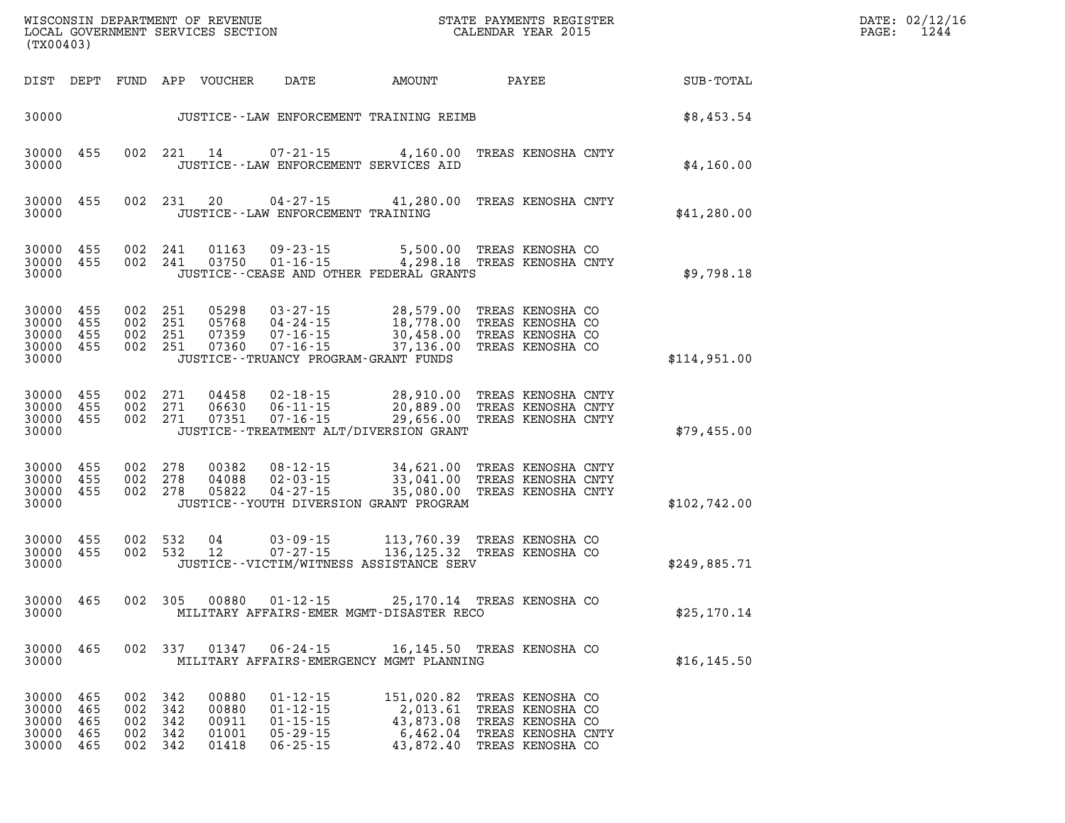WISCONSIN DEPARTMENT OF REVENUE
LOCAL GOVERNMENT SERVICES SECTION
(TX00403)

STATE PAYMENTS REGISTER
CALENDAR YEAR 2015

| DIST | DEPT | FUND | APP | VOUCHER | DATE | AMOUNT | PAYEE | SUB-TOTAL |
|---|---|---|---|---|---|---|---|---|
| 30000 | | | | | JUSTICE--LAW ENFORCEMENT TRAINING REIMB | | | $8,453.54 |
| 30000 | 455 | 002 | 221 | 14 | 07-21-15 | 4,160.00 | TREAS KENOSHA CNTY | |
| 30000 | | | | | JUSTICE--LAW ENFORCEMENT SERVICES AID | | | $4,160.00 |
| 30000 | 455 | 002 | 231 | 20 | 04-27-15 | 41,280.00 | TREAS KENOSHA CNTY | |
| 30000 | | | | | JUSTICE--LAW ENFORCEMENT TRAINING | | | $41,280.00 |
| 30000 | 455 | 002 | 241 | 01163 | 09-23-15 | 5,500.00 | TREAS KENOSHA CO | |
| 30000 | 455 | 002 | 241 | 03750 | 01-16-15 | 4,298.18 | TREAS KENOSHA CNTY | |
| 30000 | | | | | JUSTICE--CEASE AND OTHER FEDERAL GRANTS | | | $9,798.18 |
| 30000 | 455 | 002 | 251 | 05298 | 03-27-15 | 28,579.00 | TREAS KENOSHA CO | |
| 30000 | 455 | 002 | 251 | 05768 | 04-24-15 | 18,778.00 | TREAS KENOSHA CO | |
| 30000 | 455 | 002 | 251 | 07359 | 07-16-15 | 30,458.00 | TREAS KENOSHA CO | |
| 30000 | 455 | 002 | 251 | 07360 | 07-16-15 | 37,136.00 | TREAS KENOSHA CO | |
| 30000 | | | | | JUSTICE--TRUANCY PROGRAM-GRANT FUNDS | | | $114,951.00 |
| 30000 | 455 | 002 | 271 | 04458 | 02-18-15 | 28,910.00 | TREAS KENOSHA CNTY | |
| 30000 | 455 | 002 | 271 | 06630 | 06-11-15 | 20,889.00 | TREAS KENOSHA CNTY | |
| 30000 | 455 | 002 | 271 | 07351 | 07-16-15 | 29,656.00 | TREAS KENOSHA CNTY | |
| 30000 | | | | | JUSTICE--TREATMENT ALT/DIVERSION GRANT | | | $79,455.00 |
| 30000 | 455 | 002 | 278 | 00382 | 08-12-15 | 34,621.00 | TREAS KENOSHA CNTY | |
| 30000 | 455 | 002 | 278 | 04088 | 02-03-15 | 33,041.00 | TREAS KENOSHA CNTY | |
| 30000 | 455 | 002 | 278 | 05822 | 04-27-15 | 35,080.00 | TREAS KENOSHA CNTY | |
| 30000 | | | | | JUSTICE--YOUTH DIVERSION GRANT PROGRAM | | | $102,742.00 |
| 30000 | 455 | 002 | 532 | 04 | 03-09-15 | 113,760.39 | TREAS KENOSHA CO | |
| 30000 | 455 | 002 | 532 | 12 | 07-27-15 | 136,125.32 | TREAS KENOSHA CO | |
| 30000 | | | | | JUSTICE--VICTIM/WITNESS ASSISTANCE SERV | | | $249,885.71 |
| 30000 | 465 | 002 | 305 | 00880 | 01-12-15 | 25,170.14 | TREAS KENOSHA CO | |
| 30000 | | | | | MILITARY AFFAIRS-EMER MGMT-DISASTER RECO | | | $25,170.14 |
| 30000 | 465 | 002 | 337 | 01347 | 06-24-15 | 16,145.50 | TREAS KENOSHA CO | |
| 30000 | | | | | MILITARY AFFAIRS-EMERGENCY MGMT PLANNING | | | $16,145.50 |
| 30000 | 465 | 002 | 342 | 00880 | 01-12-15 | 151,020.82 | TREAS KENOSHA CO | |
| 30000 | 465 | 002 | 342 | 00880 | 01-12-15 | 2,013.61 | TREAS KENOSHA CO | |
| 30000 | 465 | 002 | 342 | 00911 | 01-15-15 | 43,873.08 | TREAS KENOSHA CO | |
| 30000 | 465 | 002 | 342 | 01001 | 05-29-15 | 6,462.04 | TREAS KENOSHA CNTY | |
| 30000 | 465 | 002 | 342 | 01418 | 06-25-15 | 43,872.40 | TREAS KENOSHA CO | |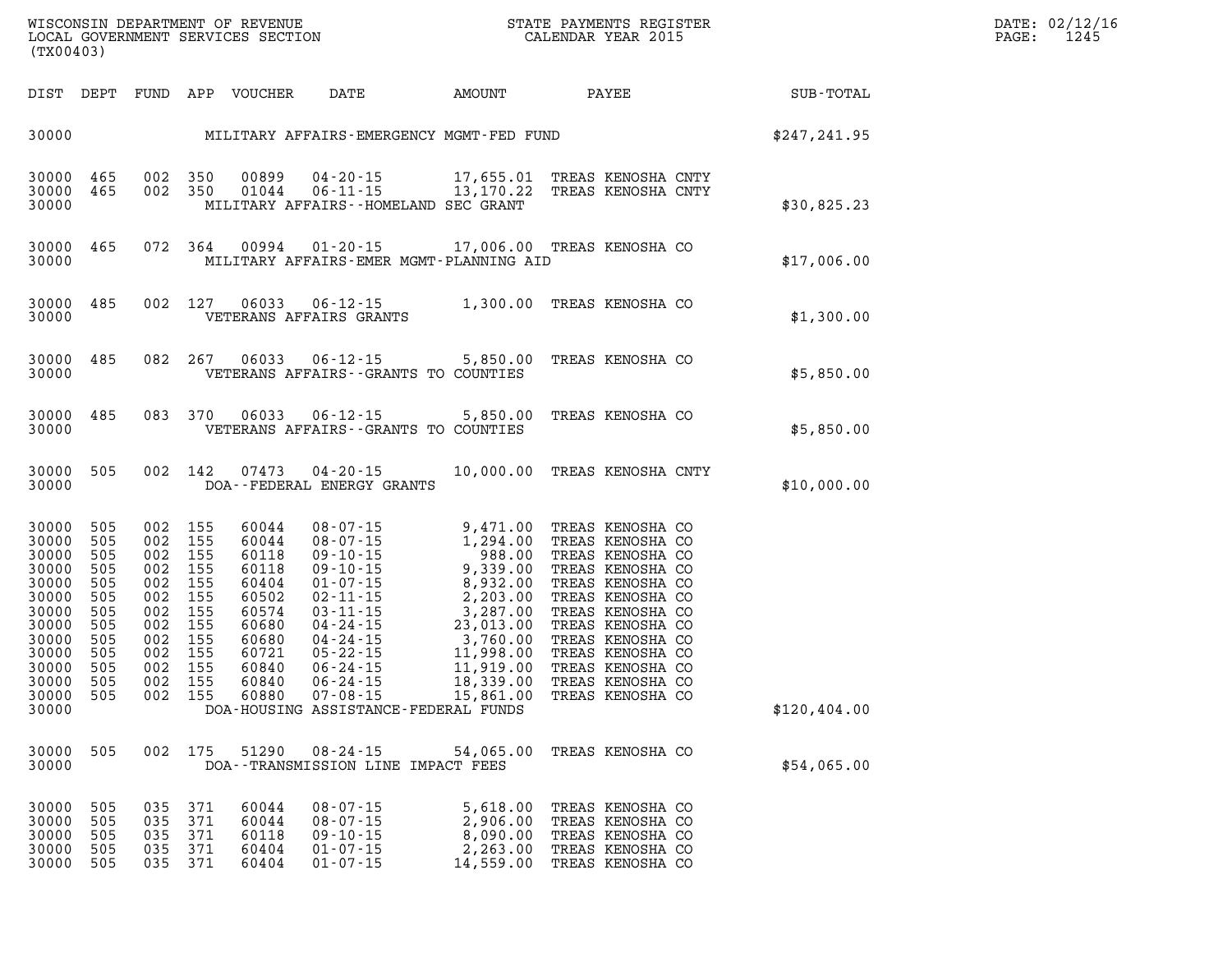WISCONSIN DEPARTMENT OF REVENUE
LOCAL GOVERNMENT SERVICES SECTION
(TX00403)

STATE PAYMENTS REGISTER
CALENDAR YEAR 2015

DATE: 02/12/16
PAGE: 1245

| DIST | DEPT | FUND | APP | VOUCHER | DATE | AMOUNT | PAYEE | SUB-TOTAL |
|---|---|---|---|---|---|---|---|---|
| 30000 | | | | | MILITARY AFFAIRS-EMERGENCY MGMT-FED FUND | | | $247,241.95 |
| 30000 | 465 | 002 | 350 | 00899 | 04-20-15 | 17,655.01 | TREAS KENOSHA CNTY | |
| 30000 | 465 | 002 | 350 | 01044 | 06-11-15 | 13,170.22 | TREAS KENOSHA CNTY | |
| 30000 | | | | | MILITARY AFFAIRS--HOMELAND SEC GRANT | | | $30,825.23 |
| 30000 | 465 | 072 | 364 | 00994 | 01-20-15 | 17,006.00 | TREAS KENOSHA CO | |
| 30000 | | | | | MILITARY AFFAIRS-EMER MGMT-PLANNING AID | | | $17,006.00 |
| 30000 | 485 | 002 | 127 | 06033 | 06-12-15 | 1,300.00 | TREAS KENOSHA CO | |
| 30000 | | | | | VETERANS AFFAIRS GRANTS | | | $1,300.00 |
| 30000 | 485 | 082 | 267 | 06033 | 06-12-15 | 5,850.00 | TREAS KENOSHA CO | |
| 30000 | | | | | VETERANS AFFAIRS--GRANTS TO COUNTIES | | | $5,850.00 |
| 30000 | 485 | 083 | 370 | 06033 | 06-12-15 | 5,850.00 | TREAS KENOSHA CO | |
| 30000 | | | | | VETERANS AFFAIRS--GRANTS TO COUNTIES | | | $5,850.00 |
| 30000 | 505 | 002 | 142 | 07473 | 04-20-15 | 10,000.00 | TREAS KENOSHA CNTY | |
| 30000 | | | | | DOA--FEDERAL ENERGY GRANTS | | | $10,000.00 |
| 30000 | 505 | 002 | 155 | 60044 | 08-07-15 | 9,471.00 | TREAS KENOSHA CO | |
| 30000 | 505 | 002 | 155 | 60044 | 08-07-15 | 1,294.00 | TREAS KENOSHA CO | |
| 30000 | 505 | 002 | 155 | 60118 | 09-10-15 | 988.00 | TREAS KENOSHA CO | |
| 30000 | 505 | 002 | 155 | 60118 | 09-10-15 | 9,339.00 | TREAS KENOSHA CO | |
| 30000 | 505 | 002 | 155 | 60404 | 01-07-15 | 8,932.00 | TREAS KENOSHA CO | |
| 30000 | 505 | 002 | 155 | 60502 | 02-11-15 | 2,203.00 | TREAS KENOSHA CO | |
| 30000 | 505 | 002 | 155 | 60574 | 03-11-15 | 3,287.00 | TREAS KENOSHA CO | |
| 30000 | 505 | 002 | 155 | 60680 | 04-24-15 | 23,013.00 | TREAS KENOSHA CO | |
| 30000 | 505 | 002 | 155 | 60680 | 04-24-15 | 3,760.00 | TREAS KENOSHA CO | |
| 30000 | 505 | 002 | 155 | 60721 | 05-22-15 | 11,998.00 | TREAS KENOSHA CO | |
| 30000 | 505 | 002 | 155 | 60840 | 06-24-15 | 11,919.00 | TREAS KENOSHA CO | |
| 30000 | 505 | 002 | 155 | 60840 | 06-24-15 | 18,339.00 | TREAS KENOSHA CO | |
| 30000 | 505 | 002 | 155 | 60880 | 07-08-15 | 15,861.00 | TREAS KENOSHA CO | |
| 30000 | | | | | DOA-HOUSING ASSISTANCE-FEDERAL FUNDS | | | $120,404.00 |
| 30000 | 505 | 002 | 175 | 51290 | 08-24-15 | 54,065.00 | TREAS KENOSHA CO | |
| 30000 | | | | | DOA--TRANSMISSION LINE IMPACT FEES | | | $54,065.00 |
| 30000 | 505 | 035 | 371 | 60044 | 08-07-15 | 5,618.00 | TREAS KENOSHA CO | |
| 30000 | 505 | 035 | 371 | 60044 | 08-07-15 | 2,906.00 | TREAS KENOSHA CO | |
| 30000 | 505 | 035 | 371 | 60118 | 09-10-15 | 8,090.00 | TREAS KENOSHA CO | |
| 30000 | 505 | 035 | 371 | 60404 | 01-07-15 | 2,263.00 | TREAS KENOSHA CO | |
| 30000 | 505 | 035 | 371 | 60404 | 01-07-15 | 14,559.00 | TREAS KENOSHA CO | |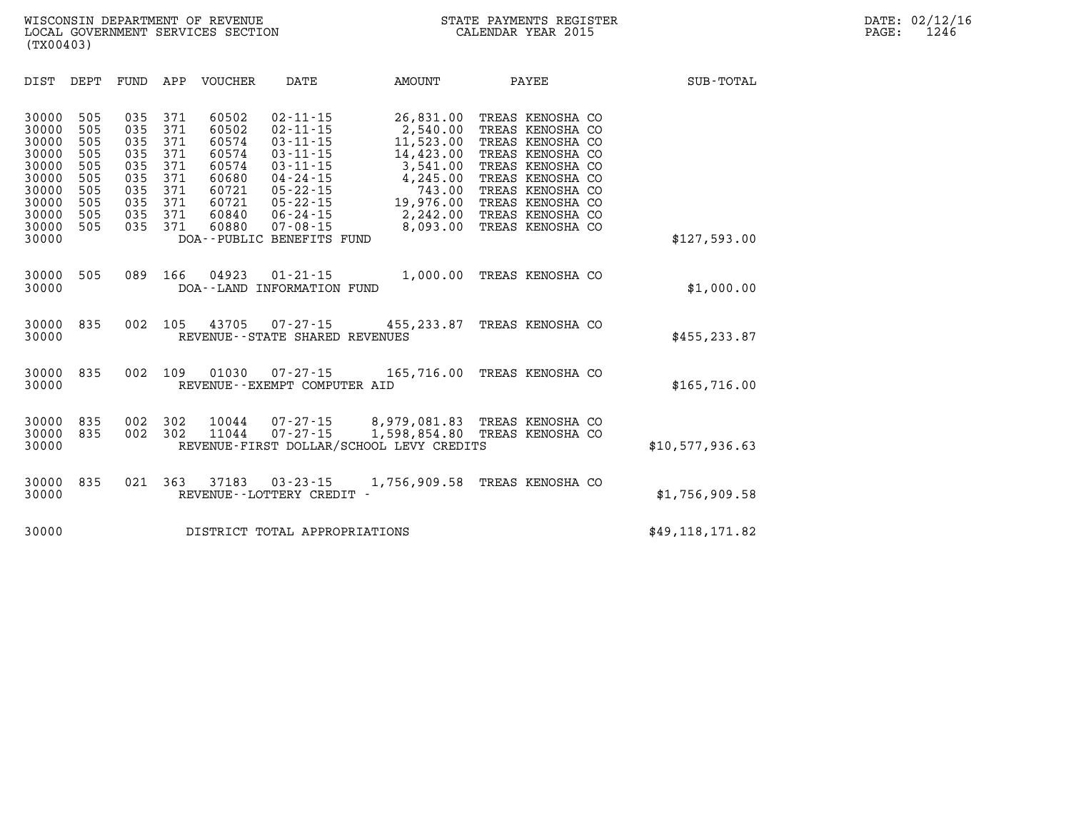WISCONSIN DEPARTMENT OF REVENUE
LOCAL GOVERNMENT SERVICES SECTION
(TX00403)

STATE PAYMENTS REGISTER
CALENDAR YEAR 2015

DATE: 02/12/16
PAGE: 1246

| DIST | DEPT | FUND | APP | VOUCHER | DATE | AMOUNT | PAYEE | SUB-TOTAL |
|---|---|---|---|---|---|---|---|---|
| 30000 | 505 | 035 | 371 | 60502 | 02-11-15 | 26,831.00 | TREAS KENOSHA CO | |
| 30000 | 505 | 035 | 371 | 60502 | 02-11-15 | 2,540.00 | TREAS KENOSHA CO | |
| 30000 | 505 | 035 | 371 | 60574 | 03-11-15 | 11,523.00 | TREAS KENOSHA CO | |
| 30000 | 505 | 035 | 371 | 60574 | 03-11-15 | 14,423.00 | TREAS KENOSHA CO | |
| 30000 | 505 | 035 | 371 | 60574 | 03-11-15 | 3,541.00 | TREAS KENOSHA CO | |
| 30000 | 505 | 035 | 371 | 60680 | 04-24-15 | 4,245.00 | TREAS KENOSHA CO | |
| 30000 | 505 | 035 | 371 | 60721 | 05-22-15 | 743.00 | TREAS KENOSHA CO | |
| 30000 | 505 | 035 | 371 | 60721 | 05-22-15 | 19,976.00 | TREAS KENOSHA CO | |
| 30000 | 505 | 035 | 371 | 60840 | 06-24-15 | 2,242.00 | TREAS KENOSHA CO | |
| 30000 | 505 | 035 | 371 | 60880 | 07-08-15 | 8,093.00 | TREAS KENOSHA CO | |
| 30000 | | | | DOA--PUBLIC BENEFITS FUND | | | | $127,593.00 |
| 30000 | 505 | 089 | 166 | 04923 | 01-21-15 | 1,000.00 | TREAS KENOSHA CO | |
| 30000 | | | | DOA--LAND INFORMATION FUND | | | | $1,000.00 |
| 30000 | 835 | 002 | 105 | 43705 | 07-27-15 | 455,233.87 | TREAS KENOSHA CO | |
| 30000 | | | | REVENUE--STATE SHARED REVENUES | | | | $455,233.87 |
| 30000 | 835 | 002 | 109 | 01030 | 07-27-15 | 165,716.00 | TREAS KENOSHA CO | |
| 30000 | | | | REVENUE--EXEMPT COMPUTER AID | | | | $165,716.00 |
| 30000 | 835 | 002 | 302 | 10044 | 07-27-15 | 8,979,081.83 | TREAS KENOSHA CO | |
| 30000 | 835 | 002 | 302 | 11044 | 07-27-15 | 1,598,854.80 | TREAS KENOSHA CO | |
| 30000 | | | | REVENUE-FIRST DOLLAR/SCHOOL LEVY CREDITS | | | | $10,577,936.63 |
| 30000 | 835 | 021 | 363 | 37183 | 03-23-15 | 1,756,909.58 | TREAS KENOSHA CO | |
| 30000 | | | | REVENUE--LOTTERY CREDIT - | | | | $1,756,909.58 |
| 30000 | | | | DISTRICT TOTAL APPROPRIATIONS | | | | $49,118,171.82 |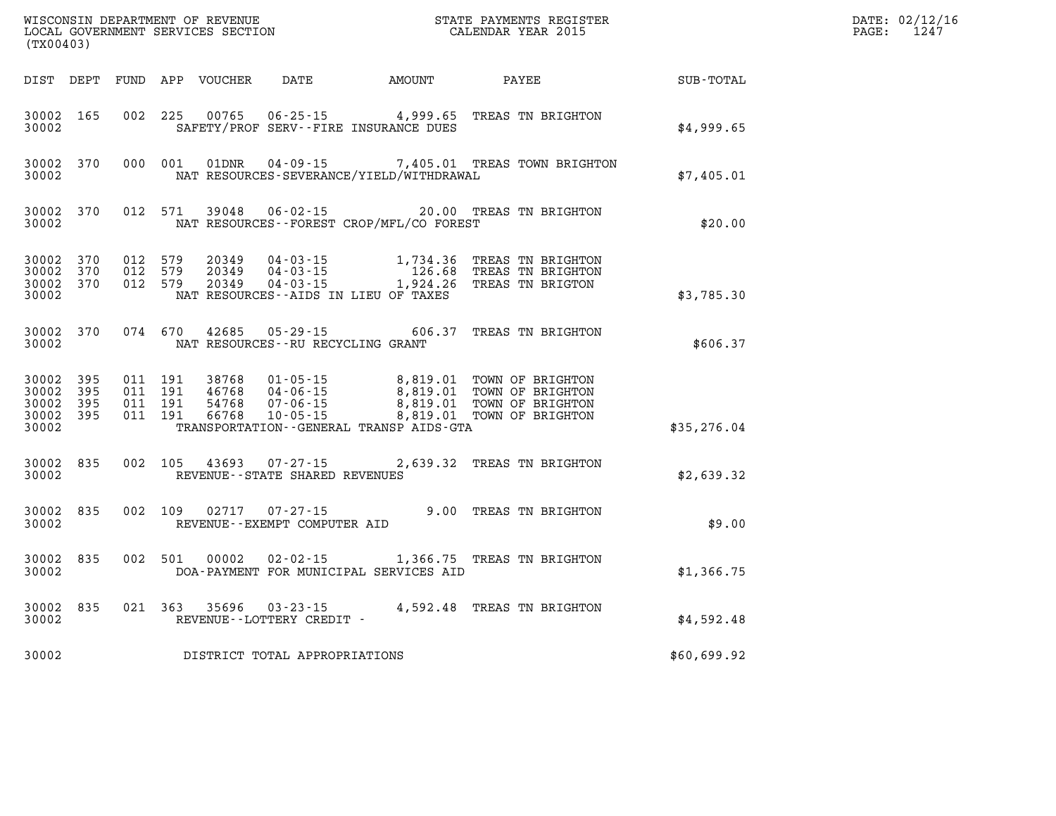WISCONSIN DEPARTMENT OF REVENUE
LOCAL GOVERNMENT SERVICES SECTION
(TX00403)

STATE PAYMENTS REGISTER
CALENDAR YEAR 2015

DATE: 02/12/16
PAGE: 1247

| DIST | DEPT | FUND | APP | VOUCHER | DATE | AMOUNT | PAYEE | SUB-TOTAL |
|---|---|---|---|---|---|---|---|---|
| 30002 | 165 | 002 | 225 | 00765 | 06-25-15 | 4,999.65 | TREAS TN BRIGHTON | |
| 30002 | | | | SAFETY/PROF SERV--FIRE INSURANCE DUES | | | | $4,999.65 |
| 30002 | 370 | 000 | 001 | 01DNR | 04-09-15 | 7,405.01 | TREAS TOWN BRIGHTON | |
| 30002 | | | | NAT RESOURCES-SEVERANCE/YIELD/WITHDRAWAL | | | | $7,405.01 |
| 30002 | 370 | 012 | 571 | 39048 | 06-02-15 | 20.00 | TREAS TN BRIGHTON | |
| 30002 | | | | NAT RESOURCES--FOREST CROP/MFL/CO FOREST | | | | $20.00 |
| 30002 | 370 | 012 | 579 | 20349 | 04-03-15 | 1,734.36 | TREAS TN BRIGHTON | |
| 30002 | 370 | 012 | 579 | 20349 | 04-03-15 | 126.68 | TREAS TN BRIGHTON | |
| 30002 | 370 | 012 | 579 | 20349 | 04-03-15 | 1,924.26 | TREAS TN BRIGTON | |
| 30002 | | | | NAT RESOURCES--AIDS IN LIEU OF TAXES | | | | $3,785.30 |
| 30002 | 370 | 074 | 670 | 42685 | 05-29-15 | 606.37 | TREAS TN BRIGHTON | |
| 30002 | | | | NAT RESOURCES--RU RECYCLING GRANT | | | | $606.37 |
| 30002 | 395 | 011 | 191 | 38768 | 01-05-15 | 8,819.01 | TOWN OF BRIGHTON | |
| 30002 | 395 | 011 | 191 | 46768 | 04-06-15 | 8,819.01 | TOWN OF BRIGHTON | |
| 30002 | 395 | 011 | 191 | 54768 | 07-06-15 | 8,819.01 | TOWN OF BRIGHTON | |
| 30002 | 395 | 011 | 191 | 66768 | 10-05-15 | 8,819.01 | TOWN OF BRIGHTON | |
| 30002 | | | | TRANSPORTATION--GENERAL TRANSP AIDS-GTA | | | | $35,276.04 |
| 30002 | 835 | 002 | 105 | 43693 | 07-27-15 | 2,639.32 | TREAS TN BRIGHTON | |
| 30002 | | | | REVENUE--STATE SHARED REVENUES | | | | $2,639.32 |
| 30002 | 835 | 002 | 109 | 02717 | 07-27-15 | 9.00 | TREAS TN BRIGHTON | |
| 30002 | | | | REVENUE--EXEMPT COMPUTER AID | | | | $9.00 |
| 30002 | 835 | 002 | 501 | 00002 | 02-02-15 | 1,366.75 | TREAS TN BRIGHTON | |
| 30002 | | | | DOA-PAYMENT FOR MUNICIPAL SERVICES AID | | | | $1,366.75 |
| 30002 | 835 | 021 | 363 | 35696 | 03-23-15 | 4,592.48 | TREAS TN BRIGHTON | |
| 30002 | | | | REVENUE--LOTTERY CREDIT - | | | | $4,592.48 |
| 30002 | | | | DISTRICT TOTAL APPROPRIATIONS | | | | $60,699.92 |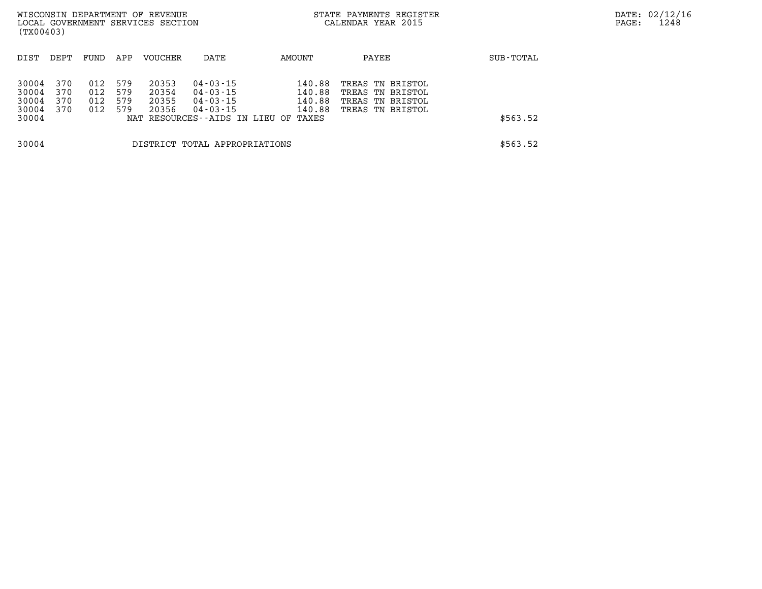WISCONSIN DEPARTMENT OF REVENUE
LOCAL GOVERNMENT SERVICES SECTION
(TX00403)

STATE PAYMENTS REGISTER
CALENDAR YEAR 2015

DATE: 02/12/16
PAGE: 1248

| DIST | DEPT | FUND | APP | VOUCHER | DATE | AMOUNT | PAYEE | SUB-TOTAL |
|---|---|---|---|---|---|---|---|---|
| 30004 | 370 | 012 | 579 | 20353 | 04-03-15 | 140.88 | TREAS TN BRISTOL | |
| 30004 | 370 | 012 | 579 | 20354 | 04-03-15 | 140.88 | TREAS TN BRISTOL | |
| 30004 | 370 | 012 | 579 | 20355 | 04-03-15 | 140.88 | TREAS TN BRISTOL | |
| 30004 | 370 | 012 | 579 | 20356 | 04-03-15 | 140.88 | TREAS TN BRISTOL | |
| 30004 | | | | NAT RESOURCES--AIDS IN LIEU OF TAXES | | | | $563.52 |
| | | | | | | | | |
| 30004 | | | | DISTRICT TOTAL APPROPRIATIONS | | | | $563.52 |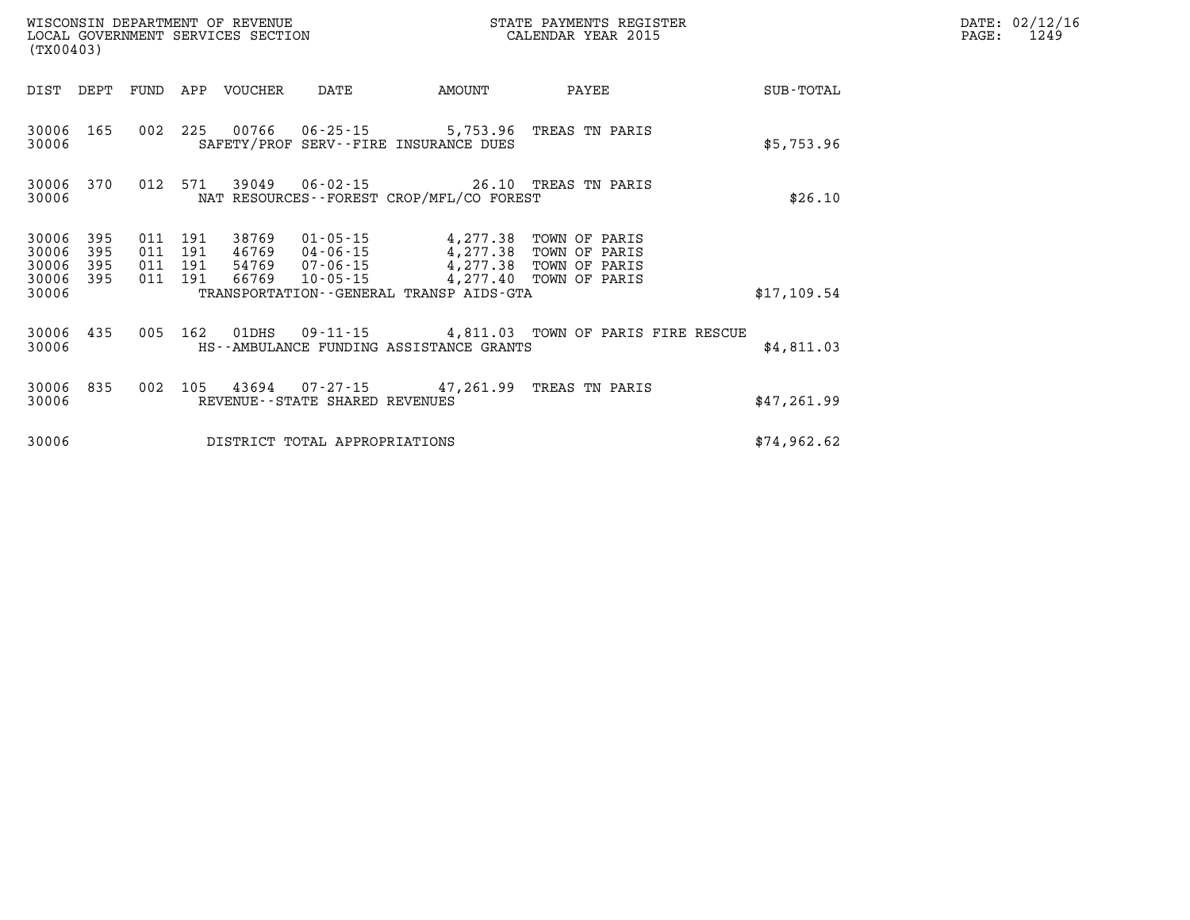WISCONSIN DEPARTMENT OF REVENUE
LOCAL GOVERNMENT SERVICES SECTION
(TX00403)

STATE PAYMENTS REGISTER
CALENDAR YEAR 2015

DATE: 02/12/16
PAGE: 1249

| DIST | DEPT | FUND | APP | VOUCHER | DATE | AMOUNT | PAYEE | SUB-TOTAL |
|---|---|---|---|---|---|---|---|---|
| 30006 | 165 | 002 | 225 | 00766 | 06-25-15 | 5,753.96 | TREAS TN PARIS | |
| 30006 | | | | SAFETY/PROF SERV--FIRE INSURANCE DUES | | | | $5,753.96 |
| 30006 | 370 | 012 | 571 | 39049 | 06-02-15 | 26.10 | TREAS TN PARIS | |
| 30006 | | | | NAT RESOURCES--FOREST CROP/MFL/CO FOREST | | | | $26.10 |
| 30006 | 395 | 011 | 191 | 38769 | 01-05-15 | 4,277.38 | TOWN OF PARIS | |
| 30006 | 395 | 011 | 191 | 46769 | 04-06-15 | 4,277.38 | TOWN OF PARIS | |
| 30006 | 395 | 011 | 191 | 54769 | 07-06-15 | 4,277.38 | TOWN OF PARIS | |
| 30006 | 395 | 011 | 191 | 66769 | 10-05-15 | 4,277.40 | TOWN OF PARIS | |
| 30006 | | | | TRANSPORTATION--GENERAL TRANSP AIDS-GTA | | | | $17,109.54 |
| 30006 | 435 | 005 | 162 | 01DHS | 09-11-15 | 4,811.03 | TOWN OF PARIS FIRE RESCUE | |
| 30006 | | | | HS--AMBULANCE FUNDING ASSISTANCE GRANTS | | | | $4,811.03 |
| 30006 | 835 | 002 | 105 | 43694 | 07-27-15 | 47,261.99 | TREAS TN PARIS | |
| 30006 | | | | REVENUE--STATE SHARED REVENUES | | | | $47,261.99 |
| 30006 | | | | DISTRICT TOTAL APPROPRIATIONS | | | | $74,962.62 |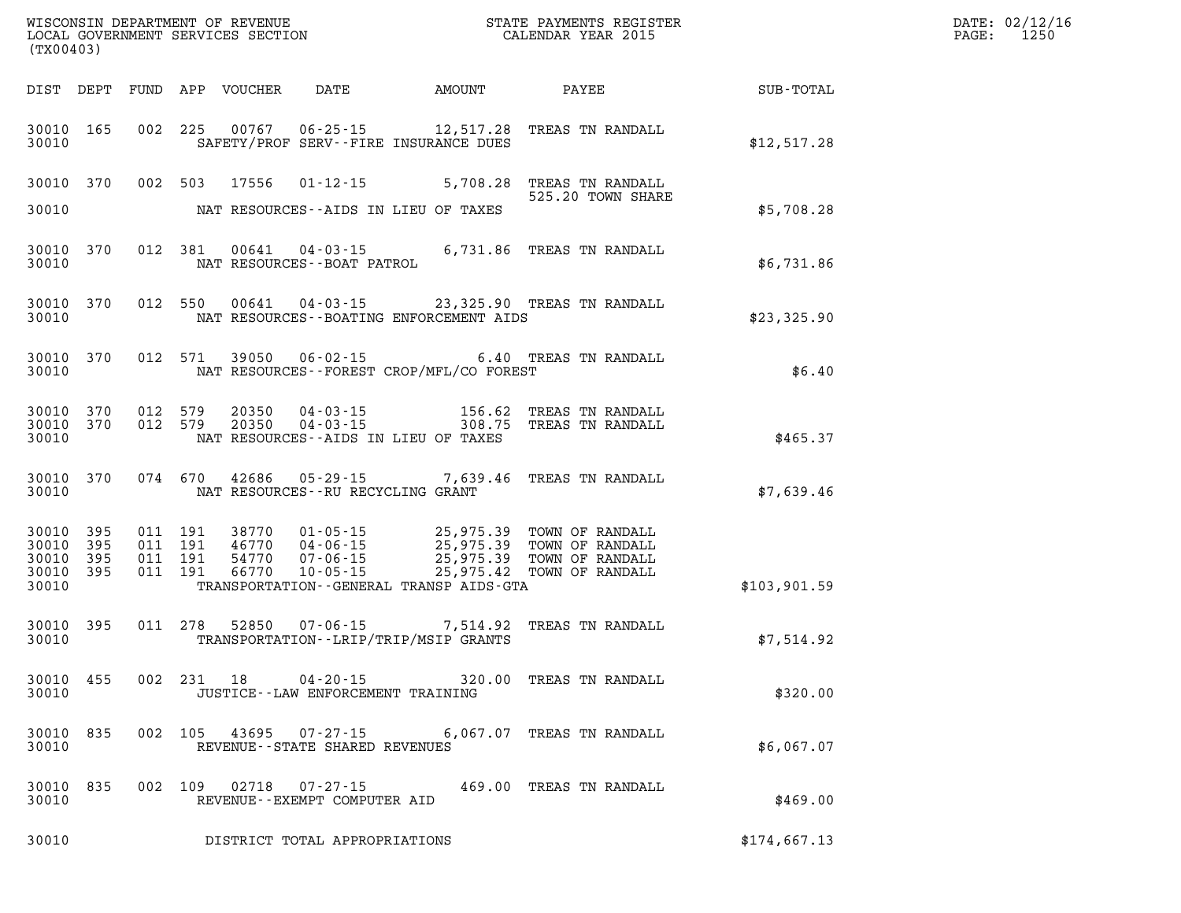WISCONSIN DEPARTMENT OF REVENUE
LOCAL GOVERNMENT SERVICES SECTION
(TX00403)

STATE PAYMENTS REGISTER
CALENDAR YEAR 2015

DATE: 02/12/16

| DIST | DEPT | FUND | APP | VOUCHER | DATE | AMOUNT | PAYEE | SUB-TOTAL |
|---|---|---|---|---|---|---|---|---|
| 30010 | 165 | 002 | 225 | 00767 | 06-25-15 | 12,517.28 | TREAS TN RANDALL | |
| 30010 | | | | | SAFETY/PROF SERV--FIRE INSURANCE DUES | | | $12,517.28 |
| 30010 | 370 | 002 | 503 | 17556 | 01-12-15 | 5,708.28 | TREAS TN RANDALL 525.20 TOWN SHARE | |
| 30010 | | | | | NAT RESOURCES--AIDS IN LIEU OF TAXES | | | $5,708.28 |
| 30010 | 370 | 012 | 381 | 00641 | 04-03-15 | 6,731.86 | TREAS TN RANDALL | |
| 30010 | | | | | NAT RESOURCES--BOAT PATROL | | | $6,731.86 |
| 30010 | 370 | 012 | 550 | 00641 | 04-03-15 | 23,325.90 | TREAS TN RANDALL | |
| 30010 | | | | | NAT RESOURCES--BOATING ENFORCEMENT AIDS | | | $23,325.90 |
| 30010 | 370 | 012 | 571 | 39050 | 06-02-15 | 6.40 | TREAS TN RANDALL | |
| 30010 | | | | | NAT RESOURCES--FOREST CROP/MFL/CO FOREST | | | $6.40 |
| 30010 | 370 | 012 | 579 | 20350 | 04-03-15 | 156.62 | TREAS TN RANDALL | |
| 30010 | 370 | 012 | 579 | 20350 | 04-03-15 | 308.75 | TREAS TN RANDALL | |
| 30010 | | | | | NAT RESOURCES--AIDS IN LIEU OF TAXES | | | $465.37 |
| 30010 | 370 | 074 | 670 | 42686 | 05-29-15 | 7,639.46 | TREAS TN RANDALL | |
| 30010 | | | | | NAT RESOURCES--RU RECYCLING GRANT | | | $7,639.46 |
| 30010 | 395 | 011 | 191 | 38770 | 01-05-15 | 25,975.39 | TOWN OF RANDALL | |
| 30010 | 395 | 011 | 191 | 46770 | 04-06-15 | 25,975.39 | TOWN OF RANDALL | |
| 30010 | 395 | 011 | 191 | 54770 | 07-06-15 | 25,975.39 | TOWN OF RANDALL | |
| 30010 | 395 | 011 | 191 | 66770 | 10-05-15 | 25,975.42 | TOWN OF RANDALL | |
| 30010 | | | | | TRANSPORTATION--GENERAL TRANSP AIDS-GTA | | | $103,901.59 |
| 30010 | 395 | 011 | 278 | 52850 | 07-06-15 | 7,514.92 | TREAS TN RANDALL | |
| 30010 | | | | | TRANSPORTATION--LRIP/TRIP/MSIP GRANTS | | | $7,514.92 |
| 30010 | 455 | 002 | 231 | 18 | 04-20-15 | 320.00 | TREAS TN RANDALL | |
| 30010 | | | | | JUSTICE--LAW ENFORCEMENT TRAINING | | | $320.00 |
| 30010 | 835 | 002 | 105 | 43695 | 07-27-15 | 6,067.07 | TREAS TN RANDALL | |
| 30010 | | | | | REVENUE--STATE SHARED REVENUES | | | $6,067.07 |
| 30010 | 835 | 002 | 109 | 02718 | 07-27-15 | 469.00 | TREAS TN RANDALL | |
| 30010 | | | | | REVENUE--EXEMPT COMPUTER AID | | | $469.00 |
| 30010 | | | | | DISTRICT TOTAL APPROPRIATIONS | | | $174,667.13 |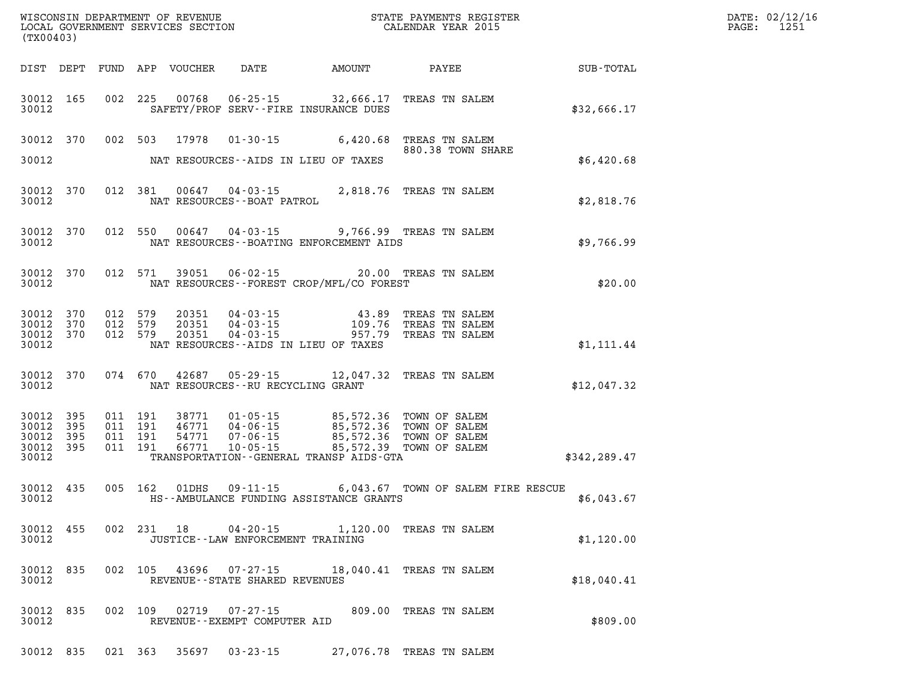| DIST | DEPT | FUND | APP | VOUCHER | DATE | AMOUNT | PAYEE | SUB-TOTAL |
|---|---|---|---|---|---|---|---|---|
| 30012 | 165 | 002 | 225 | 00768 | 06-25-15 | 32,666.17 | TREAS TN SALEM | |
| 30012 | | | | | SAFETY/PROF SERV--FIRE INSURANCE DUES | | | $32,666.17 |
| 30012 | 370 | 002 | 503 | 17978 | 01-30-15 | 6,420.68 | TREAS TN SALEM 880.38 TOWN SHARE | |
| 30012 | | | | | NAT RESOURCES--AIDS IN LIEU OF TAXES | | | $6,420.68 |
| 30012 | 370 | 012 | 381 | 00647 | 04-03-15 | 2,818.76 | TREAS TN SALEM | |
| 30012 | | | | | NAT RESOURCES--BOAT PATROL | | | $2,818.76 |
| 30012 | 370 | 012 | 550 | 00647 | 04-03-15 | 9,766.99 | TREAS TN SALEM | |
| 30012 | | | | | NAT RESOURCES--BOATING ENFORCEMENT AIDS | | | $9,766.99 |
| 30012 | 370 | 012 | 571 | 39051 | 06-02-15 | 20.00 | TREAS TN SALEM | |
| 30012 | | | | | NAT RESOURCES--FOREST CROP/MFL/CO FOREST | | | $20.00 |
| 30012 | 370 | 012 | 579 | 20351 | 04-03-15 | 43.89 | TREAS TN SALEM | |
| 30012 | 370 | 012 | 579 | 20351 | 04-03-15 | 109.76 | TREAS TN SALEM | |
| 30012 | 370 | 012 | 579 | 20351 | 04-03-15 | 957.79 | TREAS TN SALEM | |
| 30012 | | | | | NAT RESOURCES--AIDS IN LIEU OF TAXES | | | $1,111.44 |
| 30012 | 370 | 074 | 670 | 42687 | 05-29-15 | 12,047.32 | TREAS TN SALEM | |
| 30012 | | | | | NAT RESOURCES--RU RECYCLING GRANT | | | $12,047.32 |
| 30012 | 395 | 011 | 191 | 38771 | 01-05-15 | 85,572.36 | TOWN OF SALEM | |
| 30012 | 395 | 011 | 191 | 46771 | 04-06-15 | 85,572.36 | TOWN OF SALEM | |
| 30012 | 395 | 011 | 191 | 54771 | 07-06-15 | 85,572.36 | TOWN OF SALEM | |
| 30012 | 395 | 011 | 191 | 66771 | 10-05-15 | 85,572.39 | TOWN OF SALEM | |
| 30012 | | | | | TRANSPORTATION--GENERAL TRANSP AIDS-GTA | | | $342,289.47 |
| 30012 | 435 | 005 | 162 | 01DHS | 09-11-15 | 6,043.67 | TOWN OF SALEM FIRE RESCUE | |
| 30012 | | | | | HS--AMBULANCE FUNDING ASSISTANCE GRANTS | | | $6,043.67 |
| 30012 | 455 | 002 | 231 | 18 | 04-20-15 | 1,120.00 | TREAS TN SALEM | |
| 30012 | | | | | JUSTICE--LAW ENFORCEMENT TRAINING | | | $1,120.00 |
| 30012 | 835 | 002 | 105 | 43696 | 07-27-15 | 18,040.41 | TREAS TN SALEM | |
| 30012 | | | | | REVENUE--STATE SHARED REVENUES | | | $18,040.41 |
| 30012 | 835 | 002 | 109 | 02719 | 07-27-15 | 809.00 | TREAS TN SALEM | |
| 30012 | | | | | REVENUE--EXEMPT COMPUTER AID | | | $809.00 |
| 30012 | 835 | 021 | 363 | 35697 | 03-23-15 | 27,076.78 | TREAS TN SALEM | |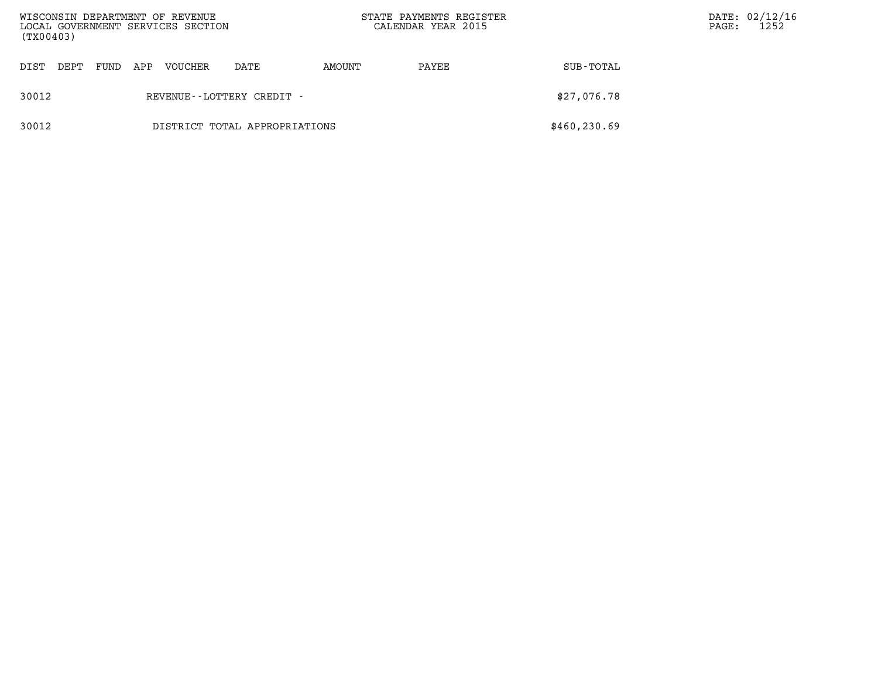| DIST | DEPT | FUND | APP | VOUCHER | DATE | AMOUNT | PAYEE | SUB-TOTAL |
|---|---|---|---|---|---|---|---|---|
| 30012 | | | | REVENUE--LOTTERY CREDIT - | | | | $27,076.78 |
| 30012 | | | | DISTRICT TOTAL APPROPRIATIONS | | | | $460,230.69 |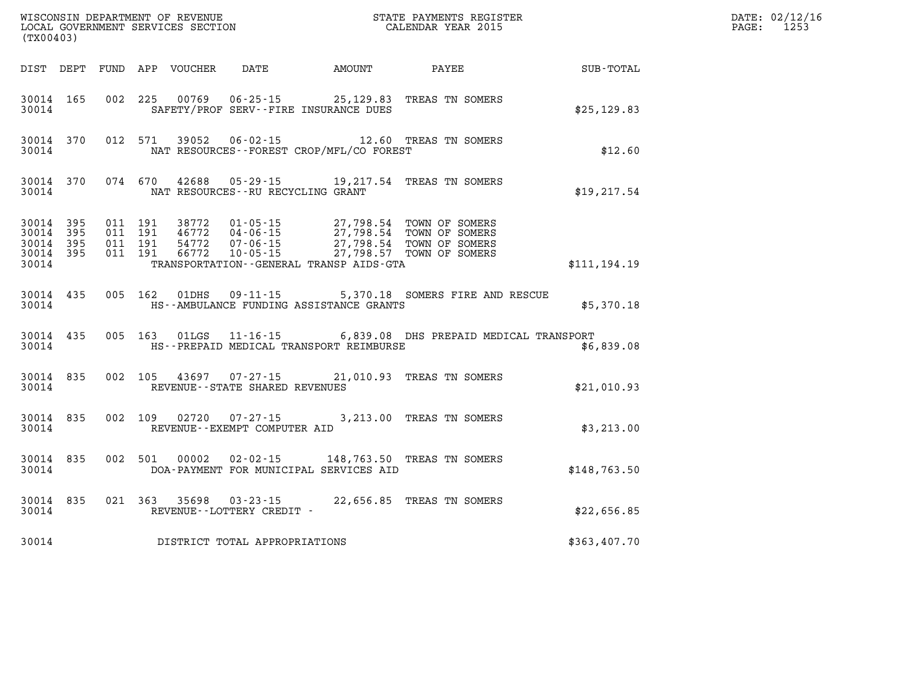WISCONSIN DEPARTMENT OF REVENUE
LOCAL GOVERNMENT SERVICES SECTION
(TX00403)

STATE PAYMENTS REGISTER
CALENDAR YEAR 2015

DATE: 02/12/16
PAGE: 1253

| DIST | DEPT | FUND | APP | VOUCHER | DATE | AMOUNT | PAYEE | SUB-TOTAL |
|---|---|---|---|---|---|---|---|---|
| 30014 | 165 | 002 | 225 | 00769 | 06-25-15 | 25,129.83 | TREAS TN SOMERS | |
| 30014 | | | | | SAFETY/PROF SERV--FIRE INSURANCE DUES | | | $25,129.83 |
| 30014 | 370 | 012 | 571 | 39052 | 06-02-15 | 12.60 | TREAS TN SOMERS | |
| 30014 | | | | | NAT RESOURCES--FOREST CROP/MFL/CO FOREST | | | $12.60 |
| 30014 | 370 | 074 | 670 | 42688 | 05-29-15 | 19,217.54 | TREAS TN SOMERS | |
| 30014 | | | | | NAT RESOURCES--RU RECYCLING GRANT | | | $19,217.54 |
| 30014 | 395 | 011 | 191 | 38772 | 01-05-15 | 27,798.54 | TOWN OF SOMERS | |
| 30014 | 395 | 011 | 191 | 46772 | 04-06-15 | 27,798.54 | TOWN OF SOMERS | |
| 30014 | 395 | 011 | 191 | 54772 | 07-06-15 | 27,798.54 | TOWN OF SOMERS | |
| 30014 | 395 | 011 | 191 | 66772 | 10-05-15 | 27,798.57 | TOWN OF SOMERS | |
| 30014 | | | | | TRANSPORTATION--GENERAL TRANSP AIDS-GTA | | | $111,194.19 |
| 30014 | 435 | 005 | 162 | 01DHS | 09-11-15 | 5,370.18 | SOMERS FIRE AND RESCUE | |
| 30014 | | | | | HS--AMBULANCE FUNDING ASSISTANCE GRANTS | | | $5,370.18 |
| 30014 | 435 | 005 | 163 | 01LGS | 11-16-15 | 6,839.08 | DHS PREPAID MEDICAL TRANSPORT | |
| 30014 | | | | | HS--PREPAID MEDICAL TRANSPORT REIMBURSE | | | $6,839.08 |
| 30014 | 835 | 002 | 105 | 43697 | 07-27-15 | 21,010.93 | TREAS TN SOMERS | |
| 30014 | | | | | REVENUE--STATE SHARED REVENUES | | | $21,010.93 |
| 30014 | 835 | 002 | 109 | 02720 | 07-27-15 | 3,213.00 | TREAS TN SOMERS | |
| 30014 | | | | | REVENUE--EXEMPT COMPUTER AID | | | $3,213.00 |
| 30014 | 835 | 002 | 501 | 00002 | 02-02-15 | 148,763.50 | TREAS TN SOMERS | |
| 30014 | | | | | DOA-PAYMENT FOR MUNICIPAL SERVICES AID | | | $148,763.50 |
| 30014 | 835 | 021 | 363 | 35698 | 03-23-15 | 22,656.85 | TREAS TN SOMERS | |
| 30014 | | | | | REVENUE--LOTTERY CREDIT - | | | $22,656.85 |
| 30014 | | | | | DISTRICT TOTAL APPROPRIATIONS | | | $363,407.70 |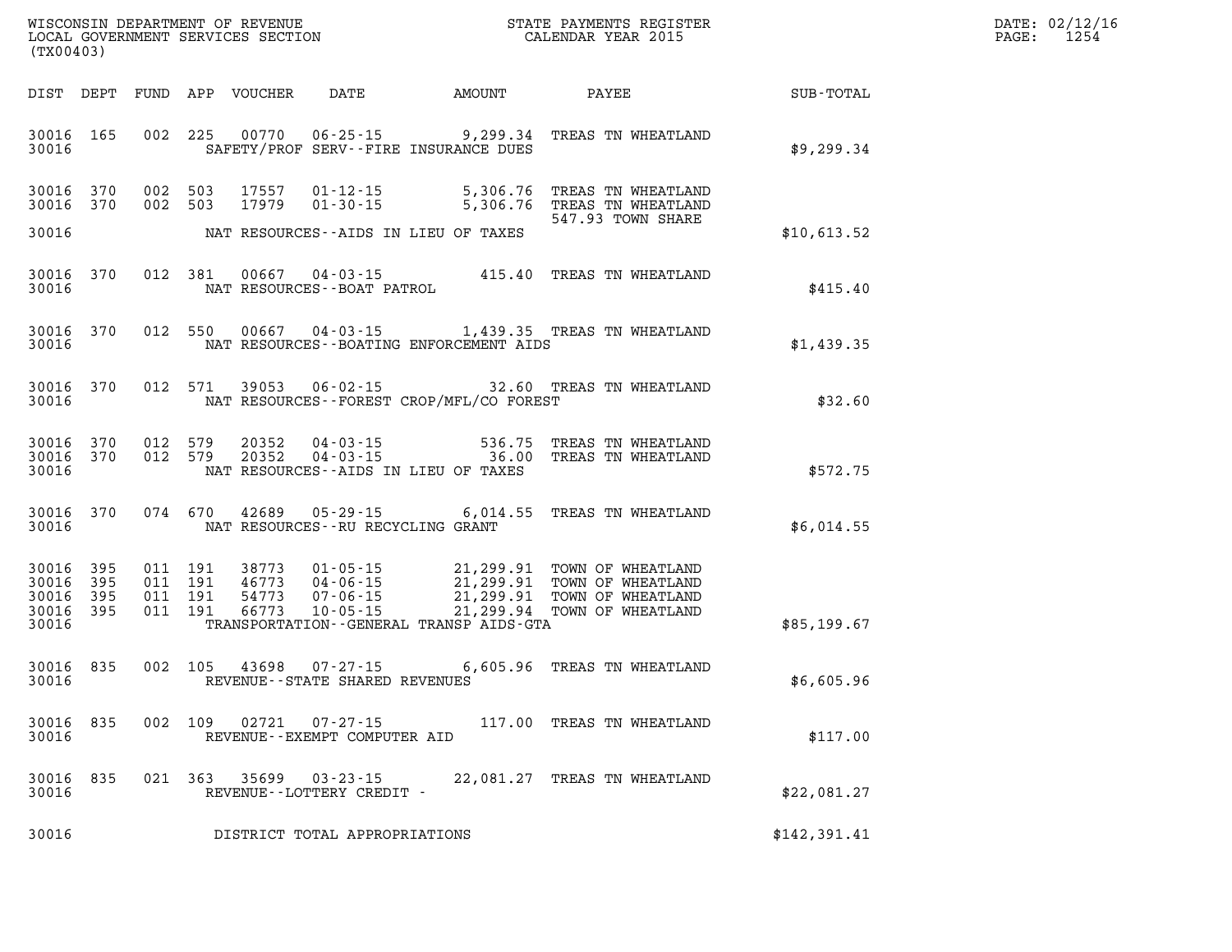WISCONSIN DEPARTMENT OF REVENUE
LOCAL GOVERNMENT SERVICES SECTION
(TX00403)

STATE PAYMENTS REGISTER
CALENDAR YEAR 2015

DATE: 02/12/16
PAGE: 1254

| DIST | DEPT | FUND | APP | VOUCHER | DATE | AMOUNT | PAYEE | SUB-TOTAL |
|---|---|---|---|---|---|---|---|---|
| 30016 | 165 | 002 | 225 | 00770 | 06-25-15 | 9,299.34 | TREAS TN WHEATLAND | |
| 30016 | | | | | SAFETY/PROF SERV--FIRE INSURANCE DUES | | | $9,299.34 |
| 30016 | 370 | 002 | 503 | 17557 | 01-12-15 | 5,306.76 | TREAS TN WHEATLAND | |
| 30016 | 370 | 002 | 503 | 17979 | 01-30-15 | 5,306.76 | TREAS TN WHEATLAND | |
| | | | | | | | 547.93 TOWN SHARE | |
| 30016 | | | | | NAT RESOURCES--AIDS IN LIEU OF TAXES | | | $10,613.52 |
| 30016 | 370 | 012 | 381 | 00667 | 04-03-15 | 415.40 | TREAS TN WHEATLAND | |
| 30016 | | | | | NAT RESOURCES--BOAT PATROL | | | $415.40 |
| 30016 | 370 | 012 | 550 | 00667 | 04-03-15 | 1,439.35 | TREAS TN WHEATLAND | |
| 30016 | | | | | NAT RESOURCES--BOATING ENFORCEMENT AIDS | | | $1,439.35 |
| 30016 | 370 | 012 | 571 | 39053 | 06-02-15 | 32.60 | TREAS TN WHEATLAND | |
| 30016 | | | | | NAT RESOURCES--FOREST CROP/MFL/CO FOREST | | | $32.60 |
| 30016 | 370 | 012 | 579 | 20352 | 04-03-15 | 536.75 | TREAS TN WHEATLAND | |
| 30016 | 370 | 012 | 579 | 20352 | 04-03-15 | 36.00 | TREAS TN WHEATLAND | |
| 30016 | | | | | NAT RESOURCES--AIDS IN LIEU OF TAXES | | | $572.75 |
| 30016 | 370 | 074 | 670 | 42689 | 05-29-15 | 6,014.55 | TREAS TN WHEATLAND | |
| 30016 | | | | | NAT RESOURCES--RU RECYCLING GRANT | | | $6,014.55 |
| 30016 | 395 | 011 | 191 | 38773 | 01-05-15 | 21,299.91 | TOWN OF WHEATLAND | |
| 30016 | 395 | 011 | 191 | 46773 | 04-06-15 | 21,299.91 | TOWN OF WHEATLAND | |
| 30016 | 395 | 011 | 191 | 54773 | 07-06-15 | 21,299.91 | TOWN OF WHEATLAND | |
| 30016 | 395 | 011 | 191 | 66773 | 10-05-15 | 21,299.94 | TOWN OF WHEATLAND | |
| 30016 | | | | | TRANSPORTATION--GENERAL TRANSP AIDS-GTA | | | $85,199.67 |
| 30016 | 835 | 002 | 105 | 43698 | 07-27-15 | 6,605.96 | TREAS TN WHEATLAND | |
| 30016 | | | | | REVENUE--STATE SHARED REVENUES | | | $6,605.96 |
| 30016 | 835 | 002 | 109 | 02721 | 07-27-15 | 117.00 | TREAS TN WHEATLAND | |
| 30016 | | | | | REVENUE--EXEMPT COMPUTER AID | | | $117.00 |
| 30016 | 835 | 021 | 363 | 35699 | 03-23-15 | 22,081.27 | TREAS TN WHEATLAND | |
| 30016 | | | | | REVENUE--LOTTERY CREDIT - | | | $22,081.27 |
| 30016 | | | | | DISTRICT TOTAL APPROPRIATIONS | | | $142,391.41 |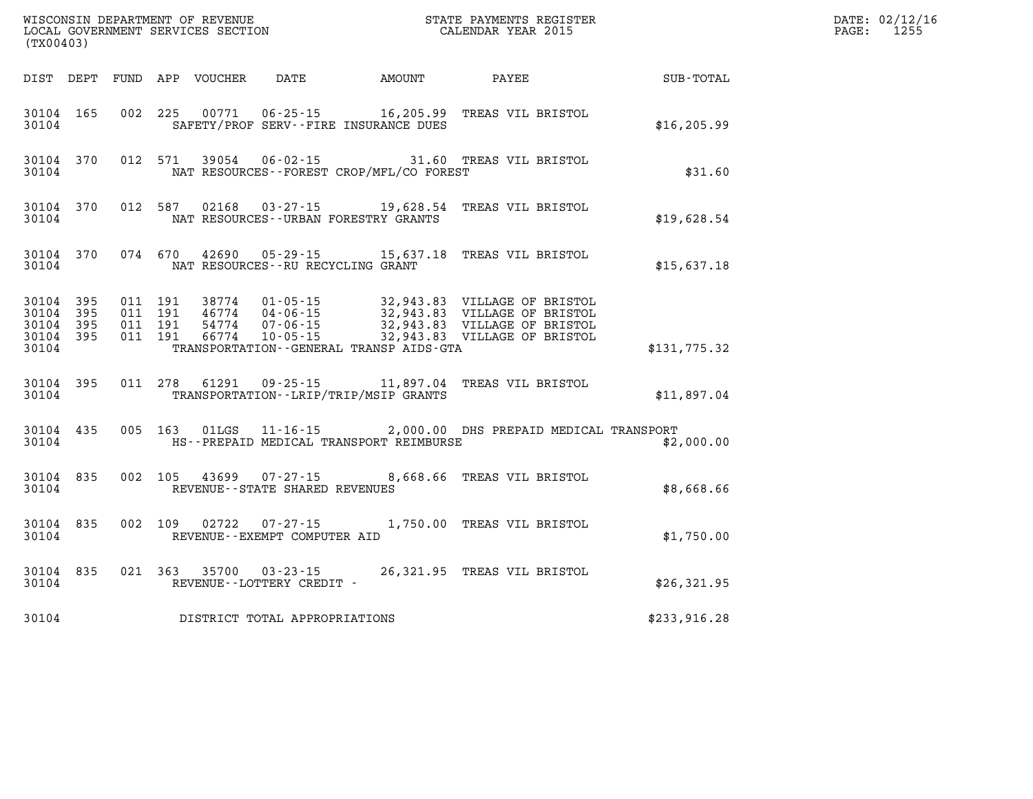WISCONSIN DEPARTMENT OF REVENUE
LOCAL GOVERNMENT SERVICES SECTION
(TX00403)

STATE PAYMENTS REGISTER
CALENDAR YEAR 2015

DATE: 02/12/16
PAGE: 1255

| DIST | DEPT | FUND | APP | VOUCHER | DATE | AMOUNT | PAYEE | SUB-TOTAL |
|---|---|---|---|---|---|---|---|---|
| 30104 | 165 | 002 | 225 | 00771 | 06-25-15 | 16,205.99 | TREAS VIL BRISTOL | |
| 30104 | | | | SAFETY/PROF SERV--FIRE INSURANCE DUES | | | | $16,205.99 |
| 30104 | 370 | 012 | 571 | 39054 | 06-02-15 | 31.60 | TREAS VIL BRISTOL | |
| 30104 | | | | NAT RESOURCES--FOREST CROP/MFL/CO FOREST | | | | $31.60 |
| 30104 | 370 | 012 | 587 | 02168 | 03-27-15 | 19,628.54 | TREAS VIL BRISTOL | |
| 30104 | | | | NAT RESOURCES--URBAN FORESTRY GRANTS | | | | $19,628.54 |
| 30104 | 370 | 074 | 670 | 42690 | 05-29-15 | 15,637.18 | TREAS VIL BRISTOL | |
| 30104 | | | | NAT RESOURCES--RU RECYCLING GRANT | | | | $15,637.18 |
| 30104 | 395 | 011 | 191 | 38774 | 01-05-15 | 32,943.83 | VILLAGE OF BRISTOL | |
| 30104 | 395 | 011 | 191 | 46774 | 04-06-15 | 32,943.83 | VILLAGE OF BRISTOL | |
| 30104 | 395 | 011 | 191 | 54774 | 07-06-15 | 32,943.83 | VILLAGE OF BRISTOL | |
| 30104 | 395 | 011 | 191 | 66774 | 10-05-15 | 32,943.83 | VILLAGE OF BRISTOL | |
| 30104 | | | | TRANSPORTATION--GENERAL TRANSP AIDS-GTA | | | | $131,775.32 |
| 30104 | 395 | 011 | 278 | 61291 | 09-25-15 | 11,897.04 | TREAS VIL BRISTOL | |
| 30104 | | | | TRANSPORTATION--LRIP/TRIP/MSIP GRANTS | | | | $11,897.04 |
| 30104 | 435 | 005 | 163 | 01LGS | 11-16-15 | 2,000.00 | DHS PREPAID MEDICAL TRANSPORT | |
| 30104 | | | | HS--PREPAID MEDICAL TRANSPORT REIMBURSE | | | | $2,000.00 |
| 30104 | 835 | 002 | 105 | 43699 | 07-27-15 | 8,668.66 | TREAS VIL BRISTOL | |
| 30104 | | | | REVENUE--STATE SHARED REVENUES | | | | $8,668.66 |
| 30104 | 835 | 002 | 109 | 02722 | 07-27-15 | 1,750.00 | TREAS VIL BRISTOL | |
| 30104 | | | | REVENUE--EXEMPT COMPUTER AID | | | | $1,750.00 |
| 30104 | 835 | 021 | 363 | 35700 | 03-23-15 | 26,321.95 | TREAS VIL BRISTOL | |
| 30104 | | | | REVENUE--LOTTERY CREDIT - | | | | $26,321.95 |
| 30104 | | | | DISTRICT TOTAL APPROPRIATIONS | | | | $233,916.28 |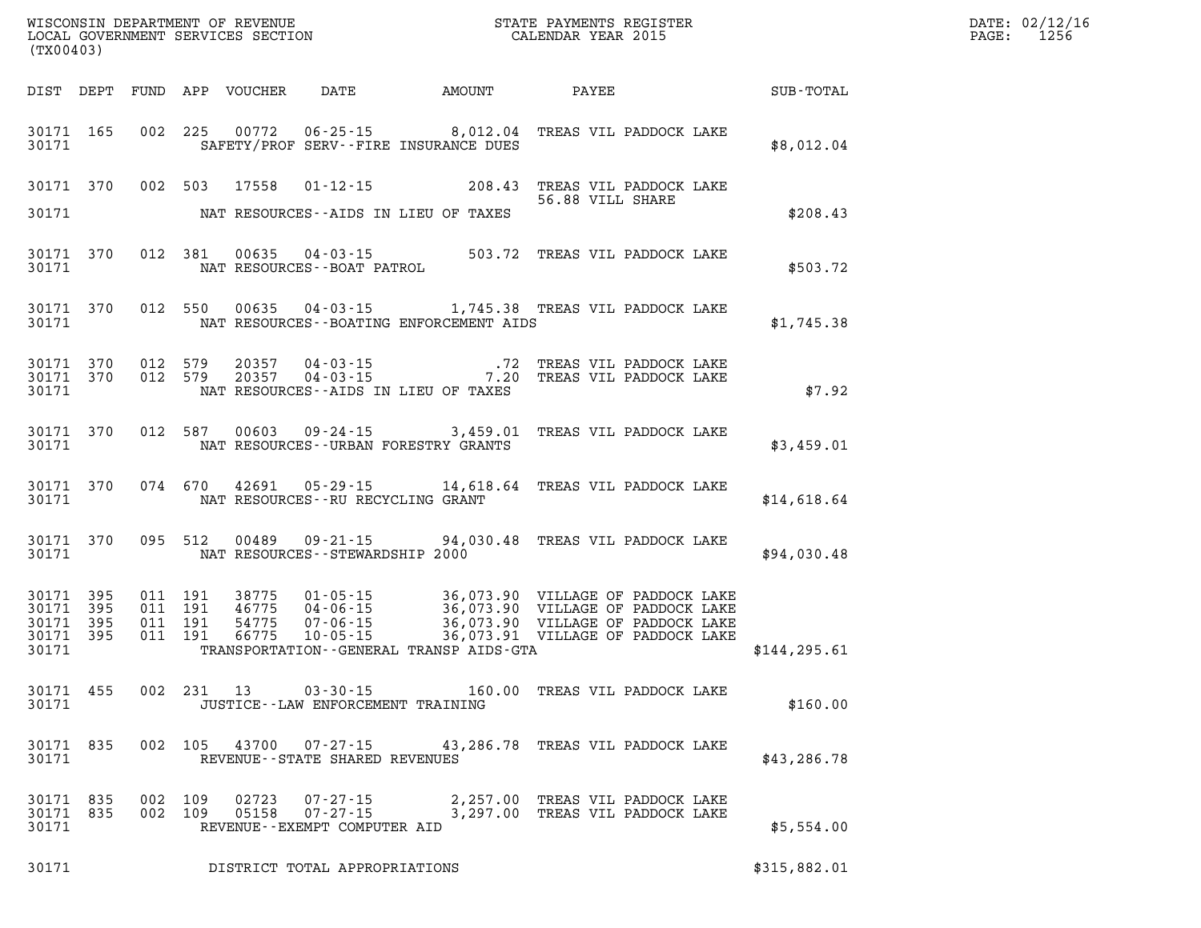WISCONSIN DEPARTMENT OF REVENUE
LOCAL GOVERNMENT SERVICES SECTION
(TX00403)

STATE PAYMENTS REGISTER
CALENDAR YEAR 2015

DATE: 02/12/16
PAGE: 1256

| DIST | DEPT | FUND | APP | VOUCHER | DATE | AMOUNT | PAYEE | SUB-TOTAL |
|---|---|---|---|---|---|---|---|---|
| 30171 | 165 | 002 | 225 | 00772 | 06-25-15 | 8,012.04 | TREAS VIL PADDOCK LAKE | |
| 30171 | | | | | SAFETY/PROF SERV--FIRE INSURANCE DUES | | | $8,012.04 |
| 30171 | 370 | 002 | 503 | 17558 | 01-12-15 | 208.43 | TREAS VIL PADDOCK LAKE<br>56.88 VILL SHARE | |
| 30171 | | | | | NAT RESOURCES--AIDS IN LIEU OF TAXES | | | $208.43 |
| 30171 | 370 | 012 | 381 | 00635 | 04-03-15 | 503.72 | TREAS VIL PADDOCK LAKE | |
| 30171 | | | | | NAT RESOURCES--BOAT PATROL | | | $503.72 |
| 30171 | 370 | 012 | 550 | 00635 | 04-03-15 | 1,745.38 | TREAS VIL PADDOCK LAKE | |
| 30171 | | | | | NAT RESOURCES--BOATING ENFORCEMENT AIDS | | | $1,745.38 |
| 30171 | 370 | 012 | 579 | 20357 | 04-03-15 | .72 | TREAS VIL PADDOCK LAKE | |
| 30171 | 370 | 012 | 579 | 20357 | 04-03-15 | 7.20 | TREAS VIL PADDOCK LAKE | |
| 30171 | | | | | NAT RESOURCES--AIDS IN LIEU OF TAXES | | | $7.92 |
| 30171 | 370 | 012 | 587 | 00603 | 09-24-15 | 3,459.01 | TREAS VIL PADDOCK LAKE | |
| 30171 | | | | | NAT RESOURCES--URBAN FORESTRY GRANTS | | | $3,459.01 |
| 30171 | 370 | 074 | 670 | 42691 | 05-29-15 | 14,618.64 | TREAS VIL PADDOCK LAKE | |
| 30171 | | | | | NAT RESOURCES--RU RECYCLING GRANT | | | $14,618.64 |
| 30171 | 370 | 095 | 512 | 00489 | 09-21-15 | 94,030.48 | TREAS VIL PADDOCK LAKE | |
| 30171 | | | | | NAT RESOURCES--STEWARDSHIP 2000 | | | $94,030.48 |
| 30171 | 395 | 011 | 191 | 38775 | 01-05-15 | 36,073.90 | VILLAGE OF PADDOCK LAKE | |
| 30171 | 395 | 011 | 191 | 46775 | 04-06-15 | 36,073.90 | VILLAGE OF PADDOCK LAKE | |
| 30171 | 395 | 011 | 191 | 54775 | 07-06-15 | 36,073.90 | VILLAGE OF PADDOCK LAKE | |
| 30171 | 395 | 011 | 191 | 66775 | 10-05-15 | 36,073.91 | VILLAGE OF PADDOCK LAKE | |
| 30171 | | | | | TRANSPORTATION--GENERAL TRANSP AIDS-GTA | | | $144,295.61 |
| 30171 | 455 | 002 | 231 | 13 | 03-30-15 | 160.00 | TREAS VIL PADDOCK LAKE | |
| 30171 | | | | | JUSTICE--LAW ENFORCEMENT TRAINING | | | $160.00 |
| 30171 | 835 | 002 | 105 | 43700 | 07-27-15 | 43,286.78 | TREAS VIL PADDOCK LAKE | |
| 30171 | | | | | REVENUE--STATE SHARED REVENUES | | | $43,286.78 |
| 30171 | 835 | 002 | 109 | 02723 | 07-27-15 | 2,257.00 | TREAS VIL PADDOCK LAKE | |
| 30171 | 835 | 002 | 109 | 05158 | 07-27-15 | 3,297.00 | TREAS VIL PADDOCK LAKE | |
| 30171 | | | | | REVENUE--EXEMPT COMPUTER AID | | | $5,554.00 |
| 30171 | | | | | DISTRICT TOTAL APPROPRIATIONS | | | $315,882.01 |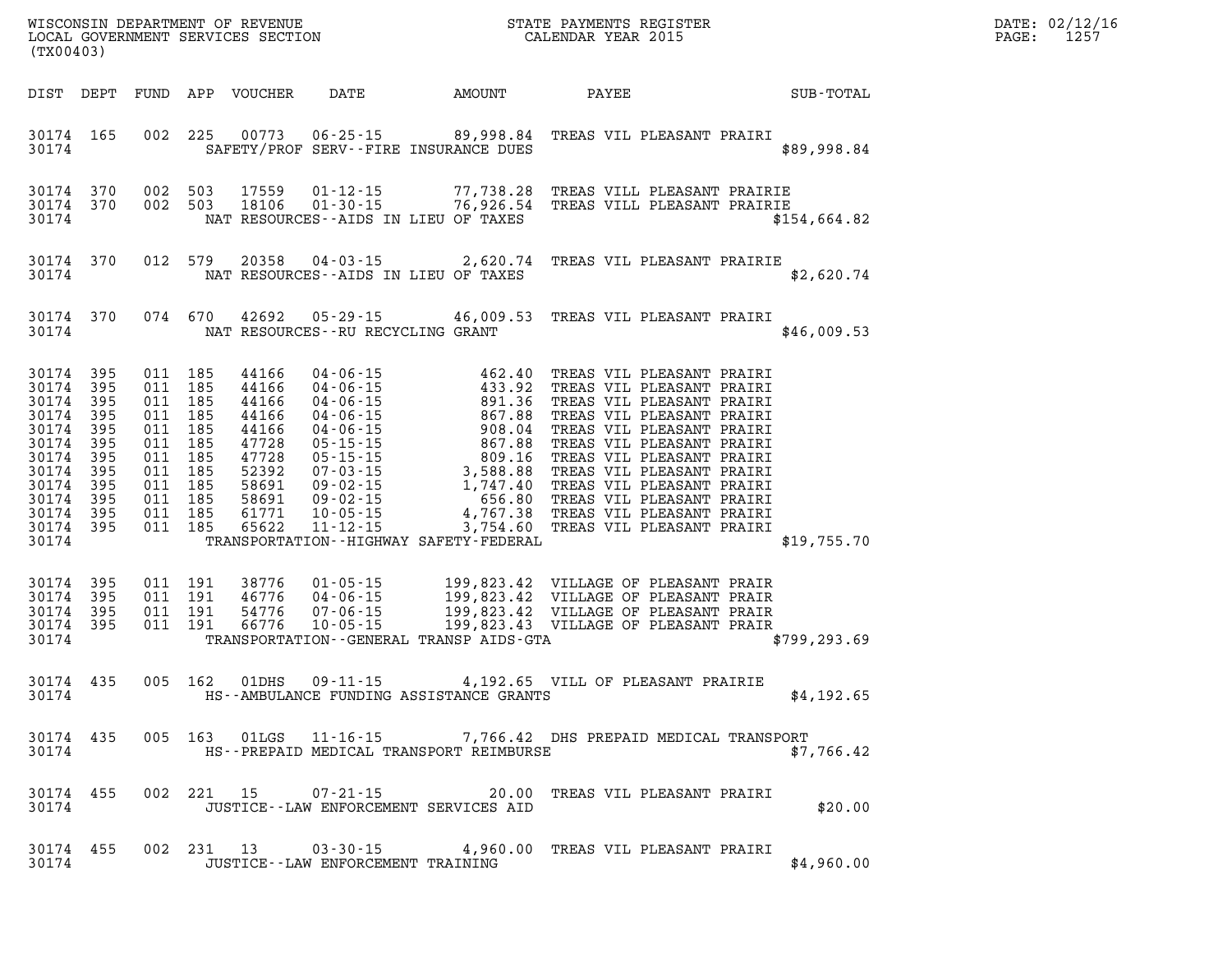WISCONSIN DEPARTMENT OF REVENUE
LOCAL GOVERNMENT SERVICES SECTION
(TX00403)

STATE PAYMENTS REGISTER
CALENDAR YEAR 2015

| DIST | DEPT | FUND | APP | VOUCHER | DATE | AMOUNT | PAYEE | SUB-TOTAL |
|---|---|---|---|---|---|---|---|---|
| 30174 | 165 | 002 | 225 | 00773 | 06-25-15 | 89,998.84 | TREAS VIL PLEASANT PRAIRI | |
| 30174 | | | | | SAFETY/PROF SERV--FIRE INSURANCE DUES | | | $89,998.84 |
| 30174 | 370 | 002 | 503 | 17559 | 01-12-15 | 77,738.28 | TREAS VILL PLEASANT PRAIRIE | |
| 30174 | 370 | 002 | 503 | 18106 | 01-30-15 | 76,926.54 | TREAS VILL PLEASANT PRAIRIE | |
| 30174 | | | | | NAT RESOURCES--AIDS IN LIEU OF TAXES | | | $154,664.82 |
| 30174 | 370 | 012 | 579 | 20358 | 04-03-15 | 2,620.74 | TREAS VIL PLEASANT PRAIRIE | |
| 30174 | | | | | NAT RESOURCES--AIDS IN LIEU OF TAXES | | | $2,620.74 |
| 30174 | 370 | 074 | 670 | 42692 | 05-29-15 | 46,009.53 | TREAS VIL PLEASANT PRAIRI | |
| 30174 | | | | | NAT RESOURCES--RU RECYCLING GRANT | | | $46,009.53 |
| 30174 | 395 | 011 | 185 | 44166 | 04-06-15 | 462.40 | TREAS VIL PLEASANT PRAIRI | |
| 30174 | 395 | 011 | 185 | 44166 | 04-06-15 | 433.92 | TREAS VIL PLEASANT PRAIRI | |
| 30174 | 395 | 011 | 185 | 44166 | 04-06-15 | 891.36 | TREAS VIL PLEASANT PRAIRI | |
| 30174 | 395 | 011 | 185 | 44166 | 04-06-15 | 867.88 | TREAS VIL PLEASANT PRAIRI | |
| 30174 | 395 | 011 | 185 | 44166 | 04-06-15 | 908.04 | TREAS VIL PLEASANT PRAIRI | |
| 30174 | 395 | 011 | 185 | 47728 | 05-15-15 | 867.88 | TREAS VIL PLEASANT PRAIRI | |
| 30174 | 395 | 011 | 185 | 47728 | 05-15-15 | 809.16 | TREAS VIL PLEASANT PRAIRI | |
| 30174 | 395 | 011 | 185 | 52392 | 07-03-15 | 3,588.88 | TREAS VIL PLEASANT PRAIRI | |
| 30174 | 395 | 011 | 185 | 58691 | 09-02-15 | 1,747.40 | TREAS VIL PLEASANT PRAIRI | |
| 30174 | 395 | 011 | 185 | 58691 | 09-02-15 | 656.80 | TREAS VIL PLEASANT PRAIRI | |
| 30174 | 395 | 011 | 185 | 61771 | 10-05-15 | 4,767.38 | TREAS VIL PLEASANT PRAIRI | |
| 30174 | 395 | 011 | 185 | 65622 | 11-12-15 | 3,754.60 | TREAS VIL PLEASANT PRAIRI | |
| 30174 | | | | | TRANSPORTATION--HIGHWAY SAFETY-FEDERAL | | | $19,755.70 |
| 30174 | 395 | 011 | 191 | 38776 | 01-05-15 | 199,823.42 | VILLAGE OF PLEASANT PRAIR | |
| 30174 | 395 | 011 | 191 | 46776 | 04-06-15 | 199,823.42 | VILLAGE OF PLEASANT PRAIR | |
| 30174 | 395 | 011 | 191 | 54776 | 07-06-15 | 199,823.42 | VILLAGE OF PLEASANT PRAIR | |
| 30174 | 395 | 011 | 191 | 66776 | 10-05-15 | 199,823.43 | VILLAGE OF PLEASANT PRAIR | |
| 30174 | | | | | TRANSPORTATION--GENERAL TRANSP AIDS-GTA | | | $799,293.69 |
| 30174 | 435 | 005 | 162 | 01DHS | 09-11-15 | 4,192.65 | VILL OF PLEASANT PRAIRIE | |
| 30174 | | | | | HS--AMBULANCE FUNDING ASSISTANCE GRANTS | | | $4,192.65 |
| 30174 | 435 | 005 | 163 | 01LGS | 11-16-15 | 7,766.42 | DHS PREPAID MEDICAL TRANSPORT | |
| 30174 | | | | | HS--PREPAID MEDICAL TRANSPORT REIMBURSE | | | $7,766.42 |
| 30174 | 455 | 002 | 221 | 15 | 07-21-15 | 20.00 | TREAS VIL PLEASANT PRAIRI | |
| 30174 | | | | | JUSTICE--LAW ENFORCEMENT SERVICES AID | | | $20.00 |
| 30174 | 455 | 002 | 231 | 13 | 03-30-15 | 4,960.00 | TREAS VIL PLEASANT PRAIRI | |
| 30174 | | | | | JUSTICE--LAW ENFORCEMENT TRAINING | | | $4,960.00 |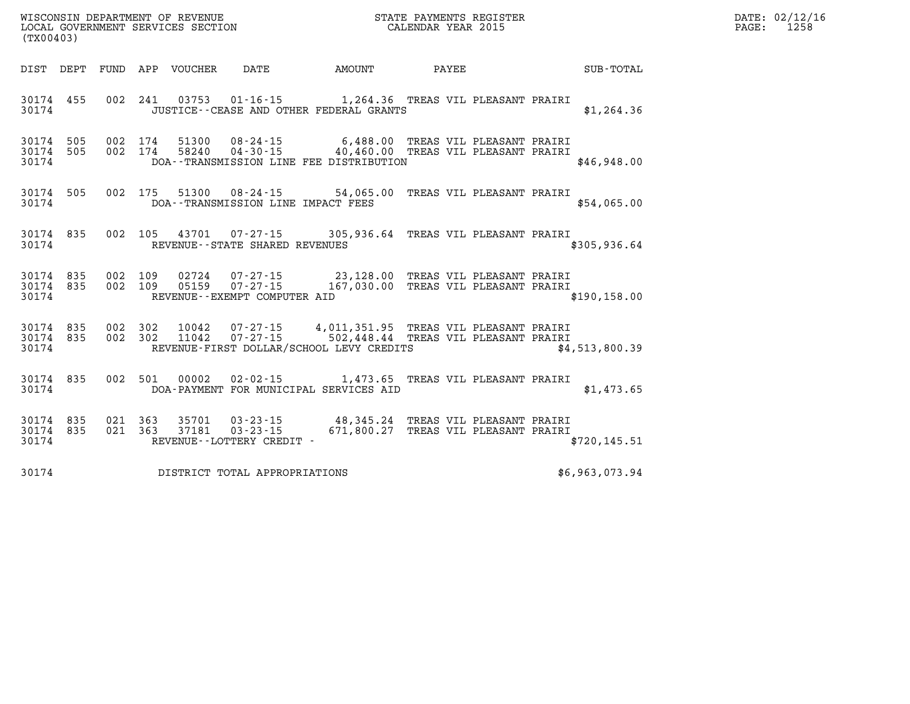WISCONSIN DEPARTMENT OF REVENUE
LOCAL GOVERNMENT SERVICES SECTION
(TX00403)

STATE PAYMENTS REGISTER
CALENDAR YEAR 2015

| DIST | DEPT | FUND | APP | VOUCHER | DATE | AMOUNT | PAYEE | SUB-TOTAL |
|---|---|---|---|---|---|---|---|---|
| 30174 | 455 | 002 | 241 | 03753 | 01-16-15 | 1,264.36 | TREAS VIL PLEASANT PRAIRI | |
| 30174 | | | | | JUSTICE--CEASE AND OTHER FEDERAL GRANTS | | | $1,264.36 |
| 30174 | 505 | 002 | 174 | 51300 | 08-24-15 | 6,488.00 | TREAS VIL PLEASANT PRAIRI | |
| 30174 | 505 | 002 | 174 | 58240 | 04-30-15 | 40,460.00 | TREAS VIL PLEASANT PRAIRI | |
| 30174 | | | | | DOA--TRANSMISSION LINE FEE DISTRIBUTION | | | $46,948.00 |
| 30174 | 505 | 002 | 175 | 51300 | 08-24-15 | 54,065.00 | TREAS VIL PLEASANT PRAIRI | |
| 30174 | | | | | DOA--TRANSMISSION LINE IMPACT FEES | | | $54,065.00 |
| 30174 | 835 | 002 | 105 | 43701 | 07-27-15 | 305,936.64 | TREAS VIL PLEASANT PRAIRI | |
| 30174 | | | | | REVENUE--STATE SHARED REVENUES | | | $305,936.64 |
| 30174 | 835 | 002 | 109 | 02724 | 07-27-15 | 23,128.00 | TREAS VIL PLEASANT PRAIRI | |
| 30174 | 835 | 002 | 109 | 05159 | 07-27-15 | 167,030.00 | TREAS VIL PLEASANT PRAIRI | |
| 30174 | | | | | REVENUE--EXEMPT COMPUTER AID | | | $190,158.00 |
| 30174 | 835 | 002 | 302 | 10042 | 07-27-15 | 4,011,351.95 | TREAS VIL PLEASANT PRAIRI | |
| 30174 | 835 | 002 | 302 | 11042 | 07-27-15 | 502,448.44 | TREAS VIL PLEASANT PRAIRI | |
| 30174 | | | | | REVENUE-FIRST DOLLAR/SCHOOL LEVY CREDITS | | | $4,513,800.39 |
| 30174 | 835 | 002 | 501 | 00002 | 02-02-15 | 1,473.65 | TREAS VIL PLEASANT PRAIRI | |
| 30174 | | | | | DOA-PAYMENT FOR MUNICIPAL SERVICES AID | | | $1,473.65 |
| 30174 | 835 | 021 | 363 | 35701 | 03-23-15 | 48,345.24 | TREAS VIL PLEASANT PRAIRI | |
| 30174 | 835 | 021 | 363 | 37181 | 03-23-15 | 671,800.27 | TREAS VIL PLEASANT PRAIRI | |
| 30174 | | | | | REVENUE--LOTTERY CREDIT - | | | $720,145.51 |
| 30174 | | | | | DISTRICT TOTAL APPROPRIATIONS | | | $6,963,073.94 |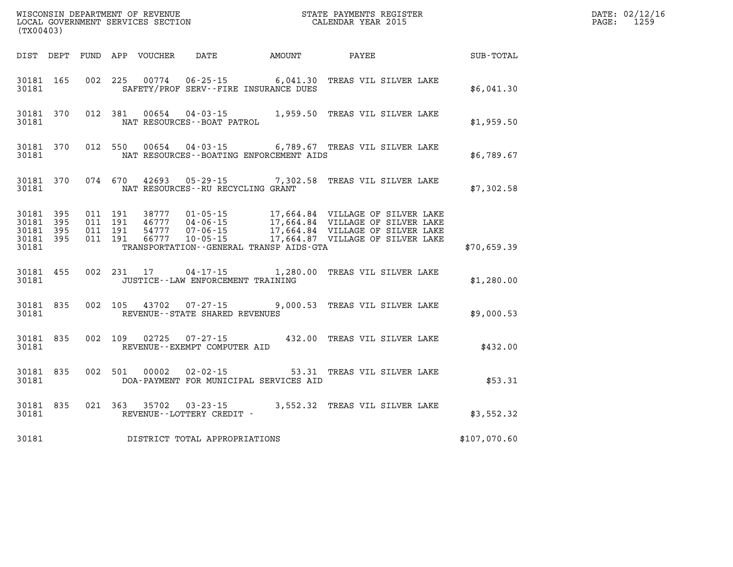WISCONSIN DEPARTMENT OF REVENUE
LOCAL GOVERNMENT SERVICES SECTION
(TX00403)

STATE PAYMENTS REGISTER
CALENDAR YEAR 2015

DATE: 02/12/16
PAGE: 1259

| DIST | DEPT | FUND | APP | VOUCHER | DATE | AMOUNT | PAYEE | SUB-TOTAL |
|---|---|---|---|---|---|---|---|---|
| 30181 | 165 | 002 | 225 | 00774 | 06-25-15 | 6,041.30 | TREAS VIL SILVER LAKE | |
| 30181 | | | | SAFETY/PROF SERV--FIRE INSURANCE DUES | | | | $6,041.30 |
| 30181 | 370 | 012 | 381 | 00654 | 04-03-15 | 1,959.50 | TREAS VIL SILVER LAKE | |
| 30181 | | | | NAT RESOURCES--BOAT PATROL | | | | $1,959.50 |
| 30181 | 370 | 012 | 550 | 00654 | 04-03-15 | 6,789.67 | TREAS VIL SILVER LAKE | |
| 30181 | | | | NAT RESOURCES--BOATING ENFORCEMENT AIDS | | | | $6,789.67 |
| 30181 | 370 | 074 | 670 | 42693 | 05-29-15 | 7,302.58 | TREAS VIL SILVER LAKE | |
| 30181 | | | | NAT RESOURCES--RU RECYCLING GRANT | | | | $7,302.58 |
| 30181 | 395 | 011 | 191 | 38777 | 01-05-15 | 17,664.84 | VILLAGE OF SILVER LAKE | |
| 30181 | 395 | 011 | 191 | 46777 | 04-06-15 | 17,664.84 | VILLAGE OF SILVER LAKE | |
| 30181 | 395 | 011 | 191 | 54777 | 07-06-15 | 17,664.84 | VILLAGE OF SILVER LAKE | |
| 30181 | 395 | 011 | 191 | 66777 | 10-05-15 | 17,664.87 | VILLAGE OF SILVER LAKE | |
| 30181 | | | | TRANSPORTATION--GENERAL TRANSP AIDS-GTA | | | | $70,659.39 |
| 30181 | 455 | 002 | 231 | 17 | 04-17-15 | 1,280.00 | TREAS VIL SILVER LAKE | |
| 30181 | | | | JUSTICE--LAW ENFORCEMENT TRAINING | | | | $1,280.00 |
| 30181 | 835 | 002 | 105 | 43702 | 07-27-15 | 9,000.53 | TREAS VIL SILVER LAKE | |
| 30181 | | | | REVENUE--STATE SHARED REVENUES | | | | $9,000.53 |
| 30181 | 835 | 002 | 109 | 02725 | 07-27-15 | 432.00 | TREAS VIL SILVER LAKE | |
| 30181 | | | | REVENUE--EXEMPT COMPUTER AID | | | | $432.00 |
| 30181 | 835 | 002 | 501 | 00002 | 02-02-15 | 53.31 | TREAS VIL SILVER LAKE | |
| 30181 | | | | DOA-PAYMENT FOR MUNICIPAL SERVICES AID | | | | $53.31 |
| 30181 | 835 | 021 | 363 | 35702 | 03-23-15 | 3,552.32 | TREAS VIL SILVER LAKE | |
| 30181 | | | | REVENUE--LOTTERY CREDIT - | | | | $3,552.32 |
| 30181 | | | | DISTRICT TOTAL APPROPRIATIONS | | | | $107,070.60 |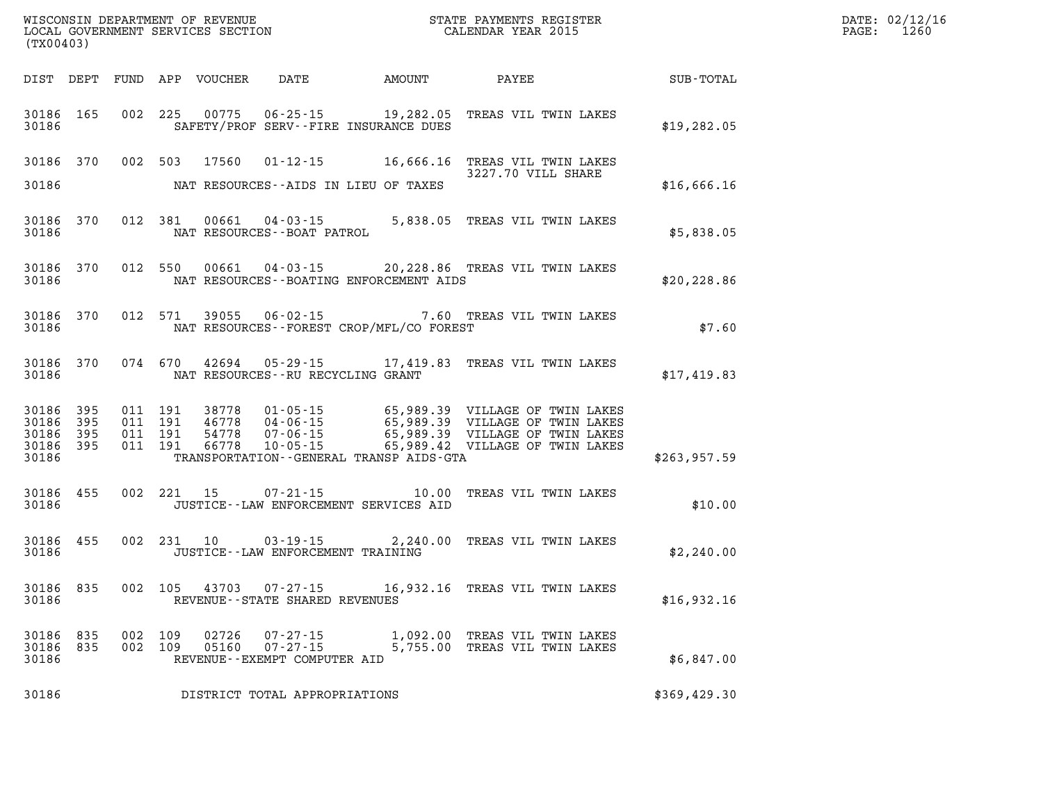WISCONSIN DEPARTMENT OF REVENUE
LOCAL GOVERNMENT SERVICES SECTION
(TX00403)

STATE PAYMENTS REGISTER
CALENDAR YEAR 2015

DATE: 02/12/16
PAGE: 1260

| DIST | DEPT | FUND | APP | VOUCHER | DATE | AMOUNT | PAYEE | SUB-TOTAL |
|---|---|---|---|---|---|---|---|---|
| 30186 | 165 | 002 | 225 | 00775 | 06-25-15 | 19,282.05 | TREAS VIL TWIN LAKES | |
| 30186 | | | | | SAFETY/PROF SERV--FIRE INSURANCE DUES | | | $19,282.05 |
| 30186 | 370 | 002 | 503 | 17560 | 01-12-15 | 16,666.16 | TREAS VIL TWIN LAKES 3227.70 VILL SHARE | |
| 30186 | | | | | NAT RESOURCES--AIDS IN LIEU OF TAXES | | | $16,666.16 |
| 30186 | 370 | 012 | 381 | 00661 | 04-03-15 | 5,838.05 | TREAS VIL TWIN LAKES | |
| 30186 | | | | | NAT RESOURCES--BOAT PATROL | | | $5,838.05 |
| 30186 | 370 | 012 | 550 | 00661 | 04-03-15 | 20,228.86 | TREAS VIL TWIN LAKES | |
| 30186 | | | | | NAT RESOURCES--BOATING ENFORCEMENT AIDS | | | $20,228.86 |
| 30186 | 370 | 012 | 571 | 39055 | 06-02-15 | 7.60 | TREAS VIL TWIN LAKES | |
| 30186 | | | | | NAT RESOURCES--FOREST CROP/MFL/CO FOREST | | | $7.60 |
| 30186 | 370 | 074 | 670 | 42694 | 05-29-15 | 17,419.83 | TREAS VIL TWIN LAKES | |
| 30186 | | | | | NAT RESOURCES--RU RECYCLING GRANT | | | $17,419.83 |
| 30186 | 395 | 011 | 191 | 38778 | 01-05-15 | 65,989.39 | VILLAGE OF TWIN LAKES | |
| 30186 | 395 | 011 | 191 | 46778 | 04-06-15 | 65,989.39 | VILLAGE OF TWIN LAKES | |
| 30186 | 395 | 011 | 191 | 54778 | 07-06-15 | 65,989.39 | VILLAGE OF TWIN LAKES | |
| 30186 | 395 | 011 | 191 | 66778 | 10-05-15 | 65,989.42 | VILLAGE OF TWIN LAKES | |
| 30186 | | | | | TRANSPORTATION--GENERAL TRANSP AIDS-GTA | | | $263,957.59 |
| 30186 | 455 | 002 | 221 | 15 | 07-21-15 | 10.00 | TREAS VIL TWIN LAKES | |
| 30186 | | | | | JUSTICE--LAW ENFORCEMENT SERVICES AID | | | $10.00 |
| 30186 | 455 | 002 | 231 | 10 | 03-19-15 | 2,240.00 | TREAS VIL TWIN LAKES | |
| 30186 | | | | | JUSTICE--LAW ENFORCEMENT TRAINING | | | $2,240.00 |
| 30186 | 835 | 002 | 105 | 43703 | 07-27-15 | 16,932.16 | TREAS VIL TWIN LAKES | |
| 30186 | | | | | REVENUE--STATE SHARED REVENUES | | | $16,932.16 |
| 30186 | 835 | 002 | 109 | 02726 | 07-27-15 | 1,092.00 | TREAS VIL TWIN LAKES | |
| 30186 | 835 | 002 | 109 | 05160 | 07-27-15 | 5,755.00 | TREAS VIL TWIN LAKES | |
| 30186 | | | | | REVENUE--EXEMPT COMPUTER AID | | | $6,847.00 |
| 30186 | | | | | DISTRICT TOTAL APPROPRIATIONS | | | $369,429.30 |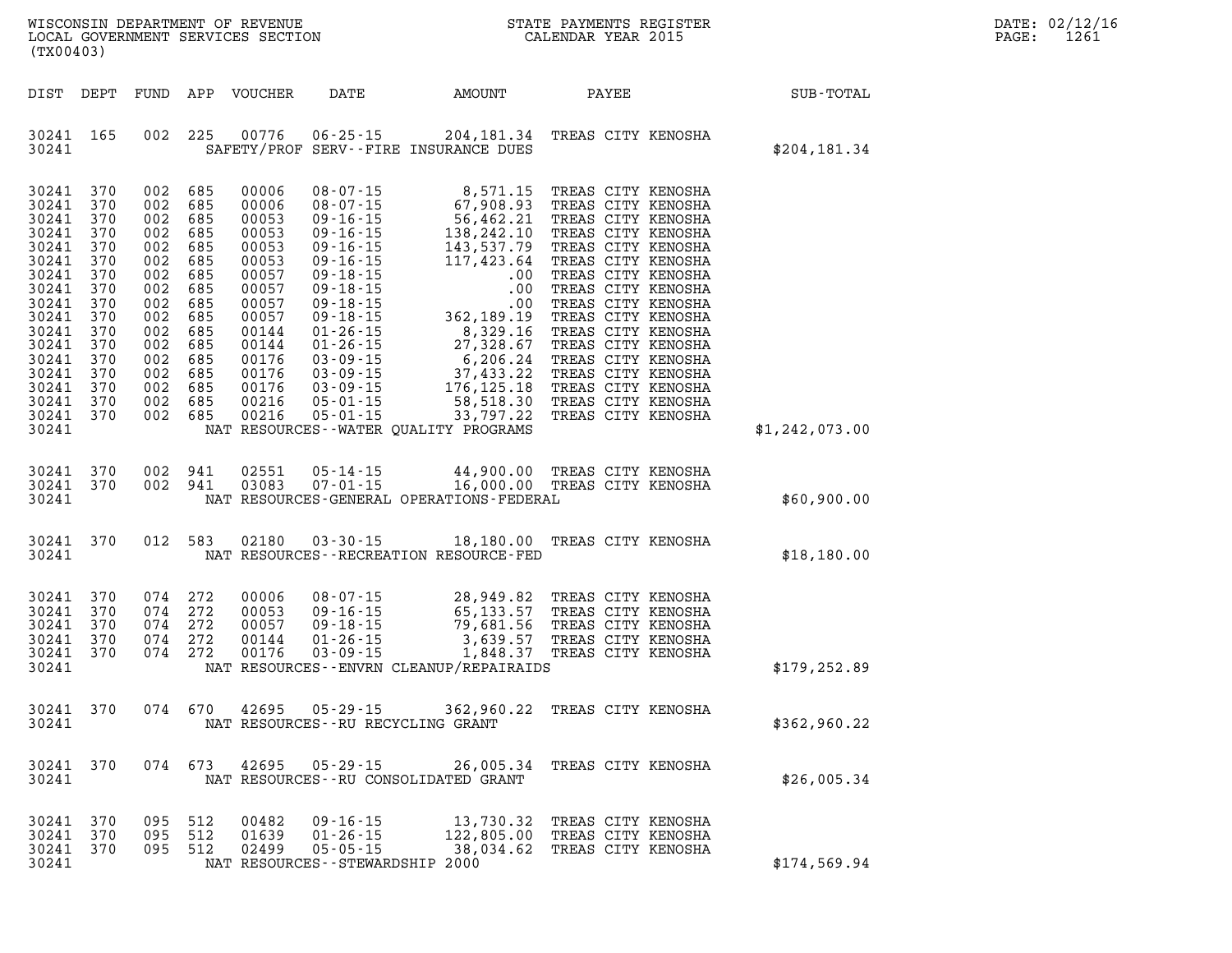WISCONSIN DEPARTMENT OF REVENUE
LOCAL GOVERNMENT SERVICES SECTION
(TX00403)

STATE PAYMENTS REGISTER
CALENDAR YEAR 2015

DATE: 02/12/16
PAGE: 1261

| DIST | DEPT | FUND | APP | VOUCHER | DATE | AMOUNT | PAYEE | SUB-TOTAL |
|---|---|---|---|---|---|---|---|---|
| 30241 | 165 | 002 | 225 | 00776 | 06-25-15 | 204,181.34 | TREAS CITY KENOSHA | |
| 30241 | | | | | SAFETY/PROF SERV--FIRE INSURANCE DUES | | | $204,181.34 |
| 30241 | 370 | 002 | 685 | 00006 | 08-07-15 | 8,571.15 | TREAS CITY KENOSHA | |
| 30241 | 370 | 002 | 685 | 00006 | 08-07-15 | 67,908.93 | TREAS CITY KENOSHA | |
| 30241 | 370 | 002 | 685 | 00053 | 09-16-15 | 56,462.21 | TREAS CITY KENOSHA | |
| 30241 | 370 | 002 | 685 | 00053 | 09-16-15 | 138,242.10 | TREAS CITY KENOSHA | |
| 30241 | 370 | 002 | 685 | 00053 | 09-16-15 | 143,537.79 | TREAS CITY KENOSHA | |
| 30241 | 370 | 002 | 685 | 00053 | 09-16-15 | 117,423.64 | TREAS CITY KENOSHA | |
| 30241 | 370 | 002 | 685 | 00057 | 09-18-15 | .00 | TREAS CITY KENOSHA | |
| 30241 | 370 | 002 | 685 | 00057 | 09-18-15 | .00 | TREAS CITY KENOSHA | |
| 30241 | 370 | 002 | 685 | 00057 | 09-18-15 | .00 | TREAS CITY KENOSHA | |
| 30241 | 370 | 002 | 685 | 00057 | 09-18-15 | 362,189.19 | TREAS CITY KENOSHA | |
| 30241 | 370 | 002 | 685 | 00144 | 01-26-15 | 8,329.16 | TREAS CITY KENOSHA | |
| 30241 | 370 | 002 | 685 | 00144 | 01-26-15 | 27,328.67 | TREAS CITY KENOSHA | |
| 30241 | 370 | 002 | 685 | 00176 | 03-09-15 | 6,206.24 | TREAS CITY KENOSHA | |
| 30241 | 370 | 002 | 685 | 00176 | 03-09-15 | 37,433.22 | TREAS CITY KENOSHA | |
| 30241 | 370 | 002 | 685 | 00176 | 03-09-15 | 176,125.18 | TREAS CITY KENOSHA | |
| 30241 | 370 | 002 | 685 | 00216 | 05-01-15 | 58,518.30 | TREAS CITY KENOSHA | |
| 30241 | 370 | 002 | 685 | 00216 | 05-01-15 | 33,797.22 | TREAS CITY KENOSHA | |
| 30241 | | | | | NAT RESOURCES--WATER QUALITY PROGRAMS | | | $1,242,073.00 |
| 30241 | 370 | 002 | 941 | 02551 | 05-14-15 | 44,900.00 | TREAS CITY KENOSHA | |
| 30241 | 370 | 002 | 941 | 03083 | 07-01-15 | 16,000.00 | TREAS CITY KENOSHA | |
| 30241 | | | | | NAT RESOURCES-GENERAL OPERATIONS-FEDERAL | | | $60,900.00 |
| 30241 | 370 | 012 | 583 | 02180 | 03-30-15 | 18,180.00 | TREAS CITY KENOSHA | |
| 30241 | | | | | NAT RESOURCES--RECREATION RESOURCE-FED | | | $18,180.00 |
| 30241 | 370 | 074 | 272 | 00006 | 08-07-15 | 28,949.82 | TREAS CITY KENOSHA | |
| 30241 | 370 | 074 | 272 | 00053 | 09-16-15 | 65,133.57 | TREAS CITY KENOSHA | |
| 30241 | 370 | 074 | 272 | 00057 | 09-18-15 | 79,681.56 | TREAS CITY KENOSHA | |
| 30241 | 370 | 074 | 272 | 00144 | 01-26-15 | 3,639.57 | TREAS CITY KENOSHA | |
| 30241 | 370 | 074 | 272 | 00176 | 03-09-15 | 1,848.37 | TREAS CITY KENOSHA | |
| 30241 | | | | | NAT RESOURCES--ENVRN CLEANUP/REPAIRAIDS | | | $179,252.89 |
| 30241 | 370 | 074 | 670 | 42695 | 05-29-15 | 362,960.22 | TREAS CITY KENOSHA | |
| 30241 | | | | | NAT RESOURCES--RU RECYCLING GRANT | | | $362,960.22 |
| 30241 | 370 | 074 | 673 | 42695 | 05-29-15 | 26,005.34 | TREAS CITY KENOSHA | |
| 30241 | | | | | NAT RESOURCES--RU CONSOLIDATED GRANT | | | $26,005.34 |
| 30241 | 370 | 095 | 512 | 00482 | 09-16-15 | 13,730.32 | TREAS CITY KENOSHA | |
| 30241 | 370 | 095 | 512 | 01639 | 01-26-15 | 122,805.00 | TREAS CITY KENOSHA | |
| 30241 | 370 | 095 | 512 | 02499 | 05-05-15 | 38,034.62 | TREAS CITY KENOSHA | |
| 30241 | | | | | NAT RESOURCES--STEWARDSHIP 2000 | | | $174,569.94 |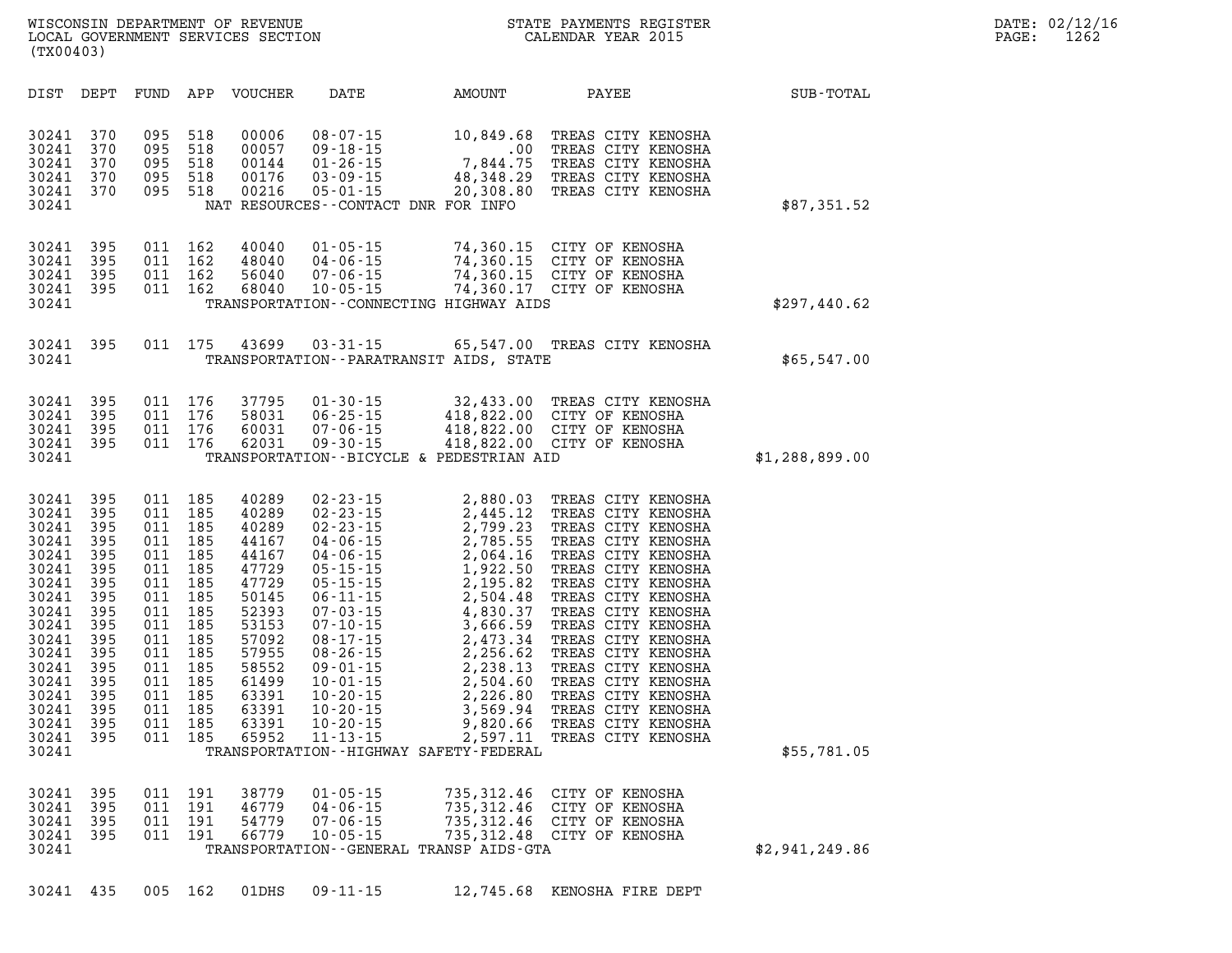WISCONSIN DEPARTMENT OF REVENUE
LOCAL GOVERNMENT SERVICES SECTION
(TX00403)

STATE PAYMENTS REGISTER
CALENDAR YEAR 2015

DATE: 02/12/16
PAGE: 1262

| DIST | DEPT | FUND | APP | VOUCHER | DATE | AMOUNT | PAYEE | SUB-TOTAL |
|---|---|---|---|---|---|---|---|---|
| 30241 | 370 | 095 | 518 | 00006 | 08-07-15 | 10,849.68 | TREAS CITY KENOSHA | |
| 30241 | 370 | 095 | 518 | 00057 | 09-18-15 | .00 | TREAS CITY KENOSHA | |
| 30241 | 370 | 095 | 518 | 00144 | 01-26-15 | 7,844.75 | TREAS CITY KENOSHA | |
| 30241 | 370 | 095 | 518 | 00176 | 03-09-15 | 48,348.29 | TREAS CITY KENOSHA | |
| 30241 | 370 | 095 | 518 | 00216 | 05-01-15 | 20,308.80 | TREAS CITY KENOSHA | |
| 30241 | | | | | NAT RESOURCES--CONTACT DNR FOR INFO | | | $87,351.52 |
| 30241 | 395 | 011 | 162 | 40040 | 01-05-15 | 74,360.15 | CITY OF KENOSHA | |
| 30241 | 395 | 011 | 162 | 48040 | 04-06-15 | 74,360.15 | CITY OF KENOSHA | |
| 30241 | 395 | 011 | 162 | 56040 | 07-06-15 | 74,360.15 | CITY OF KENOSHA | |
| 30241 | 395 | 011 | 162 | 68040 | 10-05-15 | 74,360.17 | CITY OF KENOSHA | |
| 30241 | | | | | TRANSPORTATION--CONNECTING HIGHWAY AIDS | | | $297,440.62 |
| 30241 | 395 | 011 | 175 | 43699 | 03-31-15 | 65,547.00 | TREAS CITY KENOSHA | |
| 30241 | | | | | TRANSPORTATION--PARATRANSIT AIDS, STATE | | | $65,547.00 |
| 30241 | 395 | 011 | 176 | 37795 | 01-30-15 | 32,433.00 | TREAS CITY KENOSHA | |
| 30241 | 395 | 011 | 176 | 58031 | 06-25-15 | 418,822.00 | CITY OF KENOSHA | |
| 30241 | 395 | 011 | 176 | 60031 | 07-06-15 | 418,822.00 | CITY OF KENOSHA | |
| 30241 | 395 | 011 | 176 | 62031 | 09-30-15 | 418,822.00 | CITY OF KENOSHA | |
| 30241 | | | | | TRANSPORTATION--BICYCLE & PEDESTRIAN AID | | | $1,288,899.00 |
| 30241 | 395 | 011 | 185 | 40289 | 02-23-15 | 2,880.03 | TREAS CITY KENOSHA | |
| 30241 | 395 | 011 | 185 | 40289 | 02-23-15 | 2,445.12 | TREAS CITY KENOSHA | |
| 30241 | 395 | 011 | 185 | 40289 | 02-23-15 | 2,799.23 | TREAS CITY KENOSHA | |
| 30241 | 395 | 011 | 185 | 44167 | 04-06-15 | 2,785.55 | TREAS CITY KENOSHA | |
| 30241 | 395 | 011 | 185 | 44167 | 04-06-15 | 2,064.16 | TREAS CITY KENOSHA | |
| 30241 | 395 | 011 | 185 | 47729 | 05-15-15 | 1,922.50 | TREAS CITY KENOSHA | |
| 30241 | 395 | 011 | 185 | 47729 | 05-15-15 | 2,195.82 | TREAS CITY KENOSHA | |
| 30241 | 395 | 011 | 185 | 50145 | 06-11-15 | 2,504.48 | TREAS CITY KENOSHA | |
| 30241 | 395 | 011 | 185 | 52393 | 07-03-15 | 4,830.37 | TREAS CITY KENOSHA | |
| 30241 | 395 | 011 | 185 | 53153 | 07-10-15 | 3,666.59 | TREAS CITY KENOSHA | |
| 30241 | 395 | 011 | 185 | 57092 | 08-17-15 | 2,473.34 | TREAS CITY KENOSHA | |
| 30241 | 395 | 011 | 185 | 57955 | 08-26-15 | 2,256.62 | TREAS CITY KENOSHA | |
| 30241 | 395 | 011 | 185 | 58552 | 09-01-15 | 2,238.13 | TREAS CITY KENOSHA | |
| 30241 | 395 | 011 | 185 | 61499 | 10-01-15 | 2,504.60 | TREAS CITY KENOSHA | |
| 30241 | 395 | 011 | 185 | 63391 | 10-20-15 | 2,226.80 | TREAS CITY KENOSHA | |
| 30241 | 395 | 011 | 185 | 63391 | 10-20-15 | 3,569.94 | TREAS CITY KENOSHA | |
| 30241 | 395 | 011 | 185 | 63391 | 10-20-15 | 9,820.66 | TREAS CITY KENOSHA | |
| 30241 | 395 | 011 | 185 | 65952 | 11-13-15 | 2,597.11 | TREAS CITY KENOSHA | |
| 30241 | | | | | TRANSPORTATION--HIGHWAY SAFETY-FEDERAL | | | $55,781.05 |
| 30241 | 395 | 011 | 191 | 38779 | 01-05-15 | 735,312.46 | CITY OF KENOSHA | |
| 30241 | 395 | 011 | 191 | 46779 | 04-06-15 | 735,312.46 | CITY OF KENOSHA | |
| 30241 | 395 | 011 | 191 | 54779 | 07-06-15 | 735,312.46 | CITY OF KENOSHA | |
| 30241 | 395 | 011 | 191 | 66779 | 10-05-15 | 735,312.48 | CITY OF KENOSHA | |
| 30241 | | | | | TRANSPORTATION--GENERAL TRANSP AIDS-GTA | | | $2,941,249.86 |
| 30241 | 435 | 005 | 162 | 01DHS | 09-11-15 | 12,745.68 | KENOSHA FIRE DEPT | |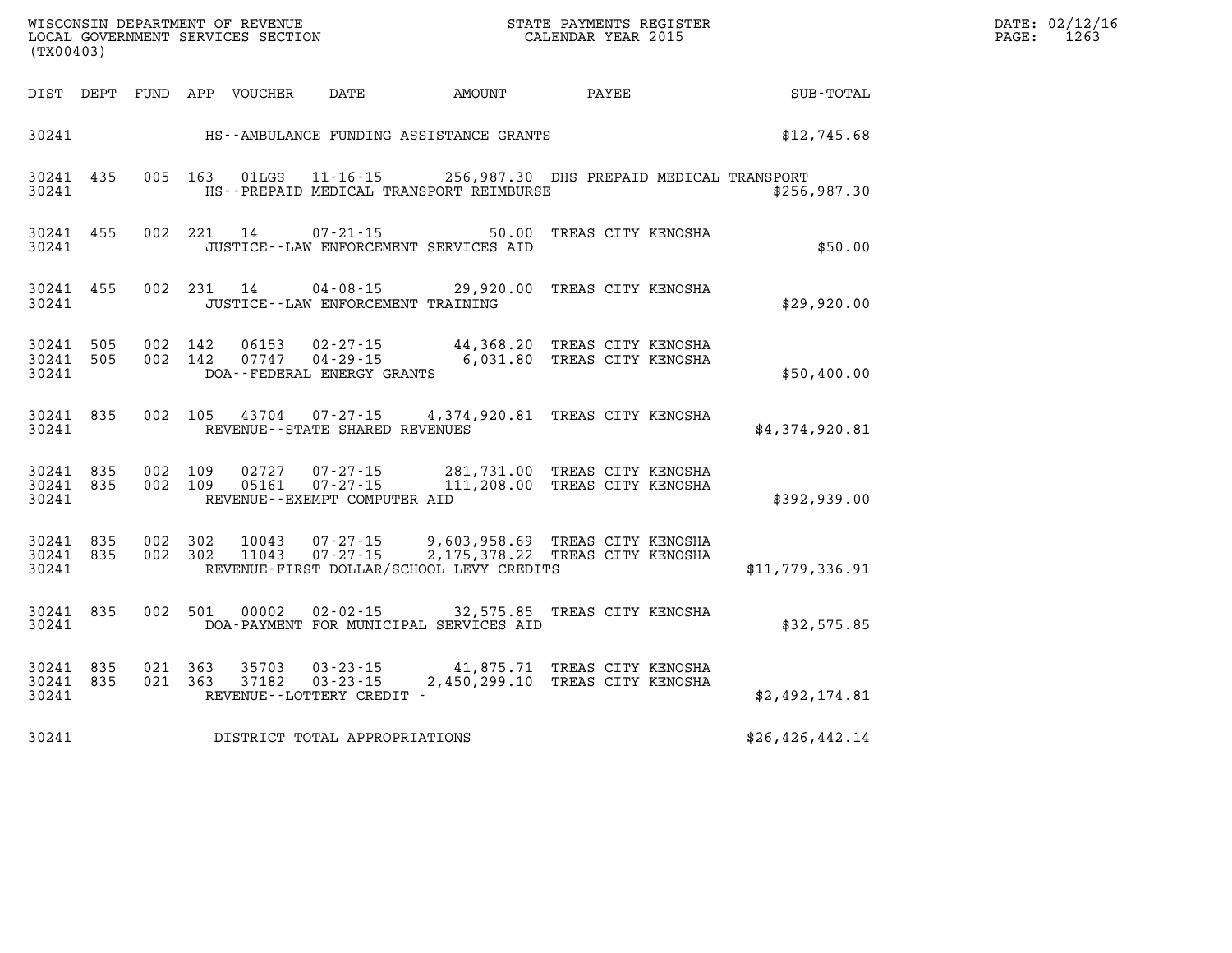WISCONSIN DEPARTMENT OF REVENUE
LOCAL GOVERNMENT SERVICES SECTION
(TX00403)

STATE PAYMENTS REGISTER
CALENDAR YEAR 2015

DATE: 02/12/16
PAGE: 1263

| DIST | DEPT | FUND | APP | VOUCHER | DATE | AMOUNT | PAYEE | SUB-TOTAL |
|---|---|---|---|---|---|---|---|---|
| 30241 | | | | | HS--AMBULANCE FUNDING ASSISTANCE GRANTS | | | $12,745.68 |
| 30241 | 435 | 005 | 163 | 01LGS | 11-16-15 | 256,987.30 | DHS PREPAID MEDICAL TRANSPORT | |
| 30241 | | | | | HS--PREPAID MEDICAL TRANSPORT REIMBURSE | | | $256,987.30 |
| 30241 | 455 | 002 | 221 | 14 | 07-21-15 | 50.00 | TREAS CITY KENOSHA | |
| 30241 | | | | | JUSTICE--LAW ENFORCEMENT SERVICES AID | | | $50.00 |
| 30241 | 455 | 002 | 231 | 14 | 04-08-15 | 29,920.00 | TREAS CITY KENOSHA | |
| 30241 | | | | | JUSTICE--LAW ENFORCEMENT TRAINING | | | $29,920.00 |
| 30241 | 505 | 002 | 142 | 06153 | 02-27-15 | 44,368.20 | TREAS CITY KENOSHA | |
| 30241 | 505 | 002 | 142 | 07747 | 04-29-15 | 6,031.80 | TREAS CITY KENOSHA | |
| 30241 | | | | | DOA--FEDERAL ENERGY GRANTS | | | $50,400.00 |
| 30241 | 835 | 002 | 105 | 43704 | 07-27-15 | 4,374,920.81 | TREAS CITY KENOSHA | |
| 30241 | | | | | REVENUE--STATE SHARED REVENUES | | | $4,374,920.81 |
| 30241 | 835 | 002 | 109 | 02727 | 07-27-15 | 281,731.00 | TREAS CITY KENOSHA | |
| 30241 | 835 | 002 | 109 | 05161 | 07-27-15 | 111,208.00 | TREAS CITY KENOSHA | |
| 30241 | | | | | REVENUE--EXEMPT COMPUTER AID | | | $392,939.00 |
| 30241 | 835 | 002 | 302 | 10043 | 07-27-15 | 9,603,958.69 | TREAS CITY KENOSHA | |
| 30241 | 835 | 002 | 302 | 11043 | 07-27-15 | 2,175,378.22 | TREAS CITY KENOSHA | |
| 30241 | | | | | REVENUE-FIRST DOLLAR/SCHOOL LEVY CREDITS | | | $11,779,336.91 |
| 30241 | 835 | 002 | 501 | 00002 | 02-02-15 | 32,575.85 | TREAS CITY KENOSHA | |
| 30241 | | | | | DOA-PAYMENT FOR MUNICIPAL SERVICES AID | | | $32,575.85 |
| 30241 | 835 | 021 | 363 | 35703 | 03-23-15 | 41,875.71 | TREAS CITY KENOSHA | |
| 30241 | 835 | 021 | 363 | 37182 | 03-23-15 | 2,450,299.10 | TREAS CITY KENOSHA | |
| 30241 | | | | | REVENUE--LOTTERY CREDIT - | | | $2,492,174.81 |
| 30241 | | | | | DISTRICT TOTAL APPROPRIATIONS | | | $26,426,442.14 |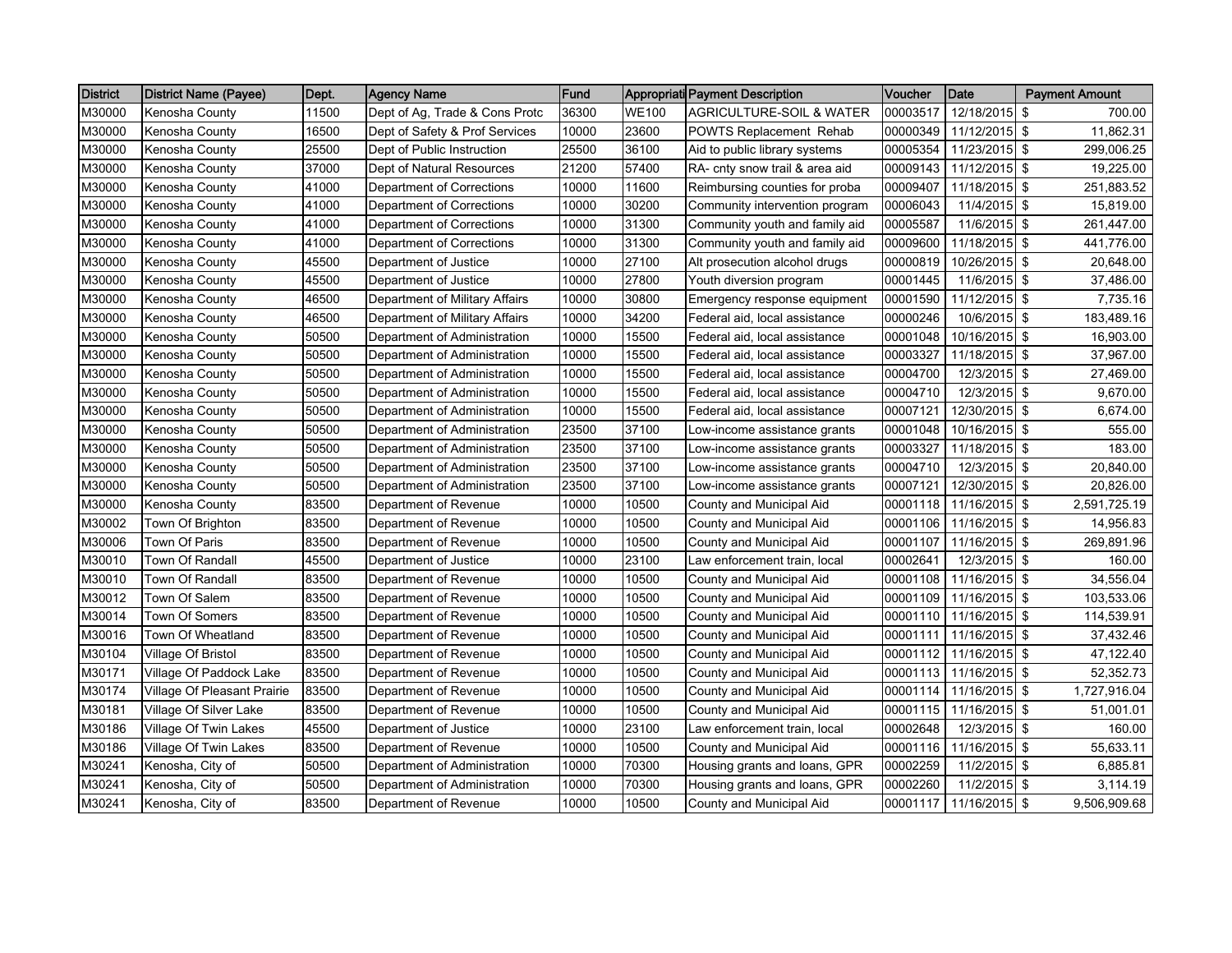| District | District Name (Payee) | Dept. | Agency Name | Fund | Appropriati | Payment Description | Voucher | Date | Payment Amount |
|---|---|---|---|---|---|---|---|---|---|
| M30000 | Kenosha County | 11500 | Dept of Ag, Trade & Cons Protc | 36300 | WE100 | AGRICULTURE-SOIL & WATER | 00003517 | 12/18/2015 | $ 700.00 |
| M30000 | Kenosha County | 16500 | Dept of Safety & Prof Services | 10000 | 23600 | POWTS Replacement Rehab | 00000349 | 11/12/2015 | $ 11,862.31 |
| M30000 | Kenosha County | 25500 | Dept of Public Instruction | 25500 | 36100 | Aid to public library systems | 00005354 | 11/23/2015 | $ 299,006.25 |
| M30000 | Kenosha County | 37000 | Dept of Natural Resources | 21200 | 57400 | RA- cnty snow trail & area aid | 00009143 | 11/12/2015 | $ 19,225.00 |
| M30000 | Kenosha County | 41000 | Department of Corrections | 10000 | 11600 | Reimbursing counties for proba | 00009407 | 11/18/2015 | $ 251,883.52 |
| M30000 | Kenosha County | 41000 | Department of Corrections | 10000 | 30200 | Community intervention program | 00006043 | 11/4/2015 | $ 15,819.00 |
| M30000 | Kenosha County | 41000 | Department of Corrections | 10000 | 31300 | Community youth and family aid | 00005587 | 11/6/2015 | $ 261,447.00 |
| M30000 | Kenosha County | 41000 | Department of Corrections | 10000 | 31300 | Community youth and family aid | 00009600 | 11/18/2015 | $ 441,776.00 |
| M30000 | Kenosha County | 45500 | Department of Justice | 10000 | 27100 | Alt prosecution alcohol drugs | 00000819 | 10/26/2015 | $ 20,648.00 |
| M30000 | Kenosha County | 45500 | Department of Justice | 10000 | 27800 | Youth diversion program | 00001445 | 11/6/2015 | $ 37,486.00 |
| M30000 | Kenosha County | 46500 | Department of Military Affairs | 10000 | 30800 | Emergency response equipment | 00001590 | 11/12/2015 | $ 7,735.16 |
| M30000 | Kenosha County | 46500 | Department of Military Affairs | 10000 | 34200 | Federal aid, local assistance | 00000246 | 10/6/2015 | $ 183,489.16 |
| M30000 | Kenosha County | 50500 | Department of Administration | 10000 | 15500 | Federal aid, local assistance | 00001048 | 10/16/2015 | $ 16,903.00 |
| M30000 | Kenosha County | 50500 | Department of Administration | 10000 | 15500 | Federal aid, local assistance | 00003327 | 11/18/2015 | $ 37,967.00 |
| M30000 | Kenosha County | 50500 | Department of Administration | 10000 | 15500 | Federal aid, local assistance | 00004700 | 12/3/2015 | $ 27,469.00 |
| M30000 | Kenosha County | 50500 | Department of Administration | 10000 | 15500 | Federal aid, local assistance | 00004710 | 12/3/2015 | $ 9,670.00 |
| M30000 | Kenosha County | 50500 | Department of Administration | 10000 | 15500 | Federal aid, local assistance | 00007121 | 12/30/2015 | $ 6,674.00 |
| M30000 | Kenosha County | 50500 | Department of Administration | 23500 | 37100 | Low-income assistance grants | 00001048 | 10/16/2015 | $ 555.00 |
| M30000 | Kenosha County | 50500 | Department of Administration | 23500 | 37100 | Low-income assistance grants | 00003327 | 11/18/2015 | $ 183.00 |
| M30000 | Kenosha County | 50500 | Department of Administration | 23500 | 37100 | Low-income assistance grants | 00004710 | 12/3/2015 | $ 20,840.00 |
| M30000 | Kenosha County | 50500 | Department of Administration | 23500 | 37100 | Low-income assistance grants | 00007121 | 12/30/2015 | $ 20,826.00 |
| M30000 | Kenosha County | 83500 | Department of Revenue | 10000 | 10500 | County and Municipal Aid | 00001118 | 11/16/2015 | $ 2,591,725.19 |
| M30002 | Town Of Brighton | 83500 | Department of Revenue | 10000 | 10500 | County and Municipal Aid | 00001106 | 11/16/2015 | $ 14,956.83 |
| M30006 | Town Of Paris | 83500 | Department of Revenue | 10000 | 10500 | County and Municipal Aid | 00001107 | 11/16/2015 | $ 269,891.96 |
| M30010 | Town Of Randall | 45500 | Department of Justice | 10000 | 23100 | Law enforcement train, local | 00002641 | 12/3/2015 | $ 160.00 |
| M30010 | Town Of Randall | 83500 | Department of Revenue | 10000 | 10500 | County and Municipal Aid | 00001108 | 11/16/2015 | $ 34,556.04 |
| M30012 | Town Of Salem | 83500 | Department of Revenue | 10000 | 10500 | County and Municipal Aid | 00001109 | 11/16/2015 | $ 103,533.06 |
| M30014 | Town Of Somers | 83500 | Department of Revenue | 10000 | 10500 | County and Municipal Aid | 00001110 | 11/16/2015 | $ 114,539.91 |
| M30016 | Town Of Wheatland | 83500 | Department of Revenue | 10000 | 10500 | County and Municipal Aid | 00001111 | 11/16/2015 | $ 37,432.46 |
| M30104 | Village Of Bristol | 83500 | Department of Revenue | 10000 | 10500 | County and Municipal Aid | 00001112 | 11/16/2015 | $ 47,122.40 |
| M30171 | Village Of Paddock Lake | 83500 | Department of Revenue | 10000 | 10500 | County and Municipal Aid | 00001113 | 11/16/2015 | $ 52,352.73 |
| M30174 | Village Of Pleasant Prairie | 83500 | Department of Revenue | 10000 | 10500 | County and Municipal Aid | 00001114 | 11/16/2015 | $ 1,727,916.04 |
| M30181 | Village Of Silver Lake | 83500 | Department of Revenue | 10000 | 10500 | County and Municipal Aid | 00001115 | 11/16/2015 | $ 51,001.01 |
| M30186 | Village Of Twin Lakes | 45500 | Department of Justice | 10000 | 23100 | Law enforcement train, local | 00002648 | 12/3/2015 | $ 160.00 |
| M30186 | Village Of Twin Lakes | 83500 | Department of Revenue | 10000 | 10500 | County and Municipal Aid | 00001116 | 11/16/2015 | $ 55,633.11 |
| M30241 | Kenosha, City of | 50500 | Department of Administration | 10000 | 70300 | Housing grants and loans, GPR | 00002259 | 11/2/2015 | $ 6,885.81 |
| M30241 | Kenosha, City of | 50500 | Department of Administration | 10000 | 70300 | Housing grants and loans, GPR | 00002260 | 11/2/2015 | $ 3,114.19 |
| M30241 | Kenosha, City of | 83500 | Department of Revenue | 10000 | 10500 | County and Municipal Aid | 00001117 | 11/16/2015 | $ 9,506,909.68 |